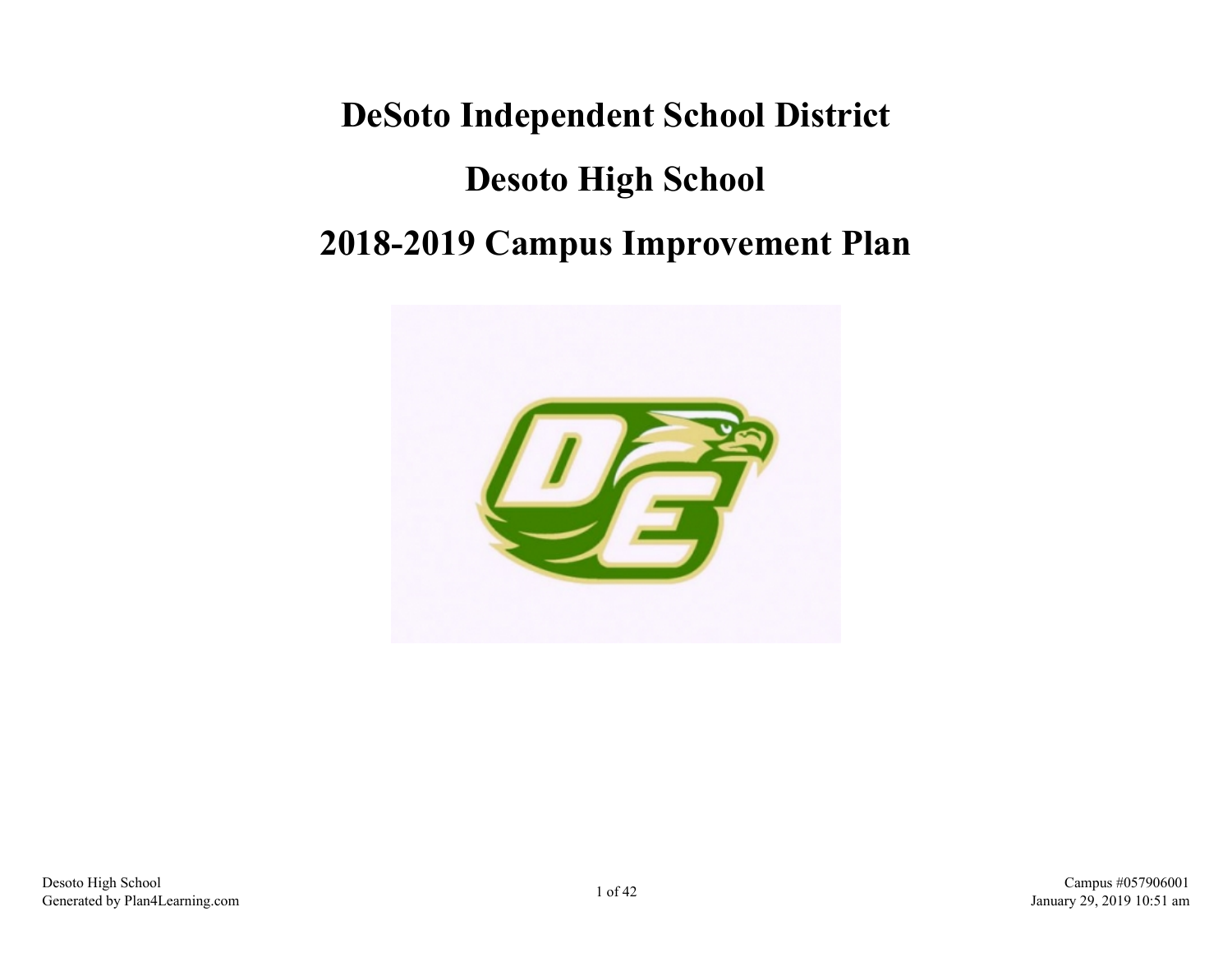# DeSoto Independent School District

# Desoto High School

# 2018-2019 Campus Improvement Plan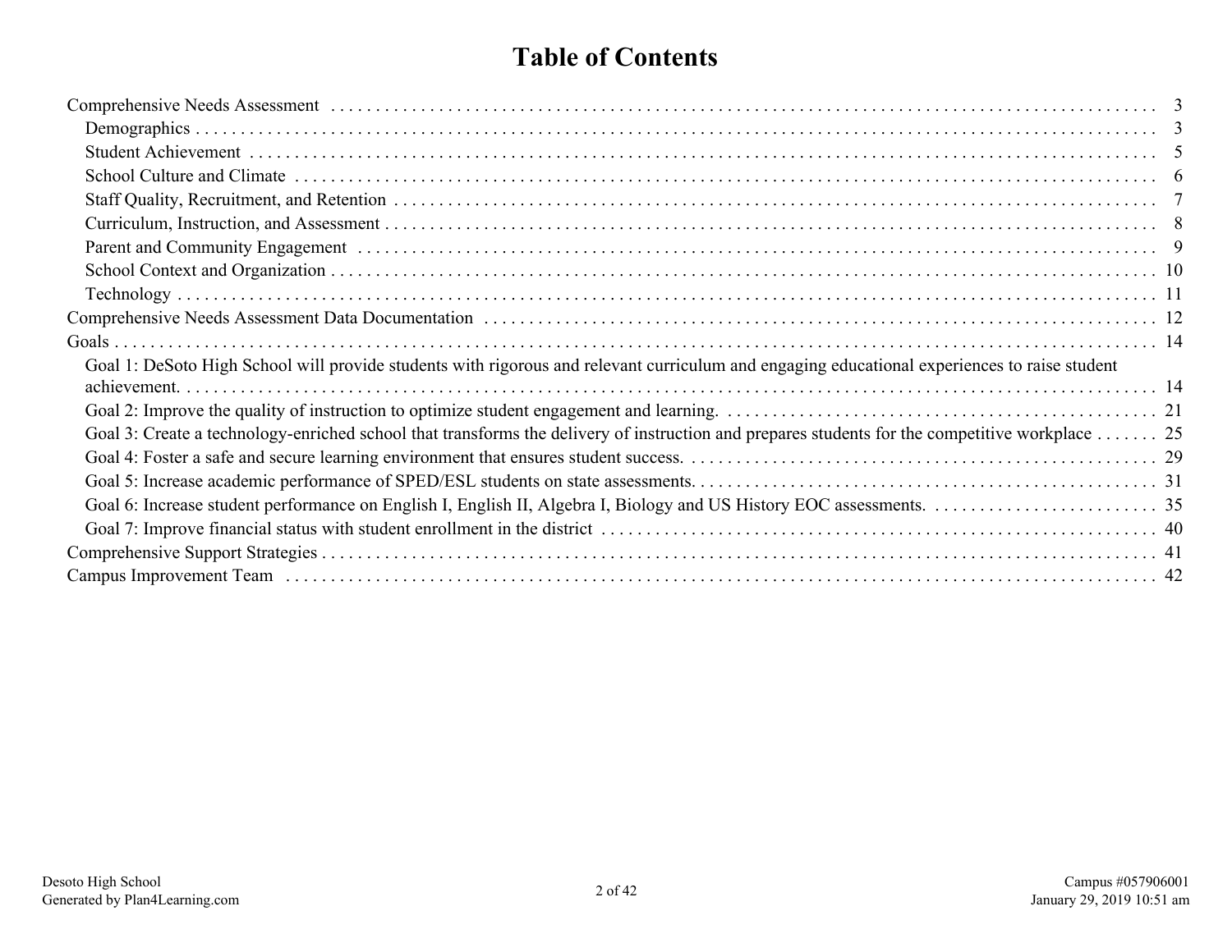# Table of Contents

| | |
|---|---|
| Comprehensive Needs Assessment | 3 |
| &nbsp;&nbsp;&nbsp;&nbsp;Demographics | 3 |
| &nbsp;&nbsp;&nbsp;&nbsp;Student Achievement | 5 |
| &nbsp;&nbsp;&nbsp;&nbsp;School Culture and Climate | 6 |
| &nbsp;&nbsp;&nbsp;&nbsp;Staff Quality, Recruitment, and Retention | 7 |
| &nbsp;&nbsp;&nbsp;&nbsp;Curriculum, Instruction, and Assessment | 8 |
| &nbsp;&nbsp;&nbsp;&nbsp;Parent and Community Engagement | 9 |
| &nbsp;&nbsp;&nbsp;&nbsp;School Context and Organization | 10 |
| &nbsp;&nbsp;&nbsp;&nbsp;Technology | 11 |
| Comprehensive Needs Assessment Data Documentation | 12 |
| Goals | 14 |
| &nbsp;&nbsp;&nbsp;&nbsp;Goal 1: DeSoto High School will provide students with rigorous and relevant curriculum and engaging educational experiences to raise student achievement. | 14 |
| &nbsp;&nbsp;&nbsp;&nbsp;Goal 2: Improve the quality of instruction to optimize student engagement and learning. | 21 |
| &nbsp;&nbsp;&nbsp;&nbsp;Goal 3: Create a technology-enriched school that transforms the delivery of instruction and prepares students for the competitive workplace | 25 |
| &nbsp;&nbsp;&nbsp;&nbsp;Goal 4: Foster a safe and secure learning environment that ensures student success. | 29 |
| &nbsp;&nbsp;&nbsp;&nbsp;Goal 5: Increase academic performance of SPED/ESL students on state assessments. | 31 |
| &nbsp;&nbsp;&nbsp;&nbsp;Goal 6: Increase student performance on English I, English II, Algebra I, Biology and US History EOC assessments. | 35 |
| &nbsp;&nbsp;&nbsp;&nbsp;Goal 7: Improve financial status with student enrollment in the district | 40 |
| Comprehensive Support Strategies | 41 |
| Campus Improvement Team | 42 |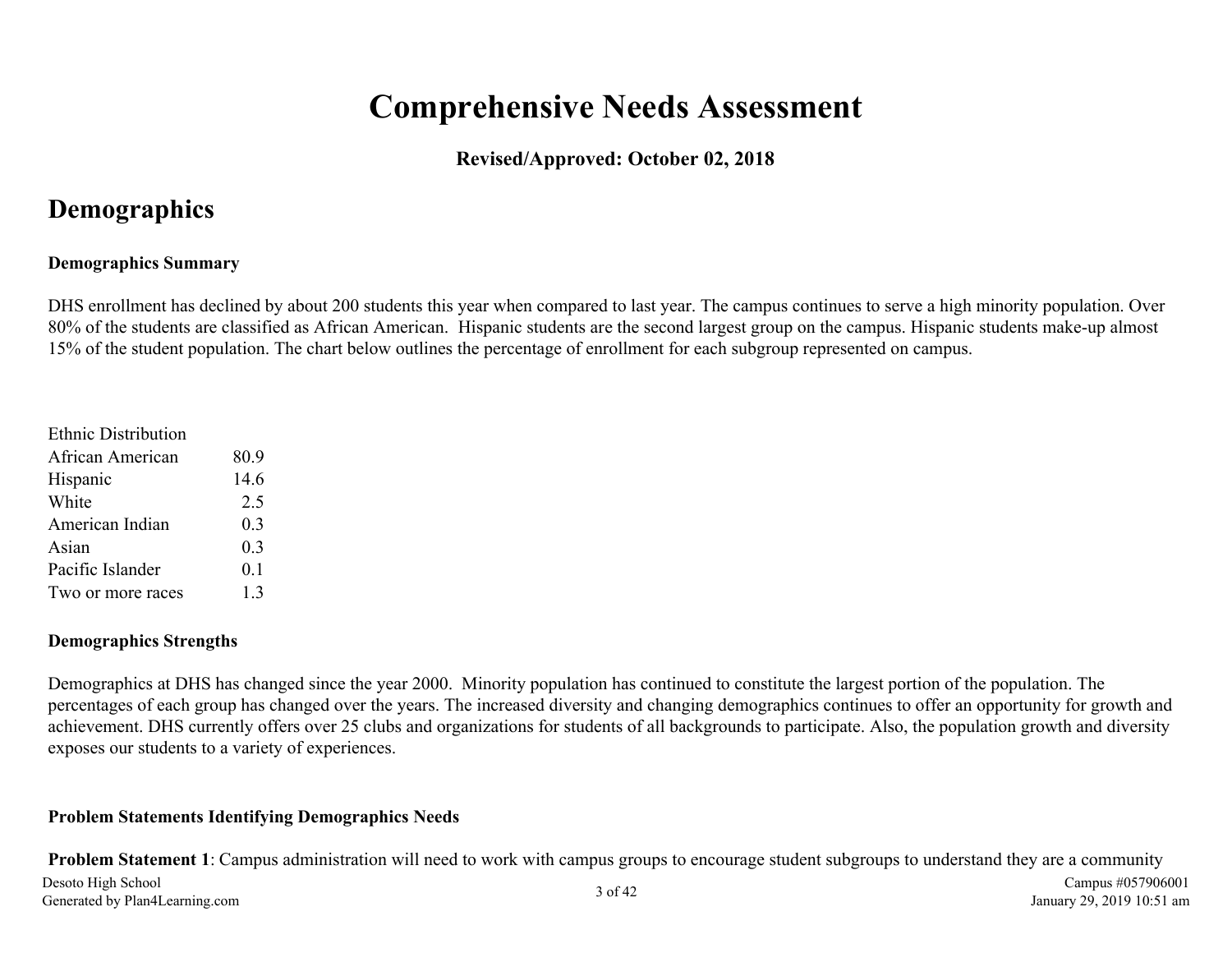# Comprehensive Needs Assessment

**Revised/Approved: October 02, 2018**

## Demographics

**Demographics Summary**

DHS enrollment has declined by about 200 students this year when compared to last year. The campus continues to serve a high minority population. Over 80% of the students are classified as African American. Hispanic students are the second largest group on the campus. Hispanic students make-up almost 15% of the student population. The chart below outlines the percentage of enrollment for each subgroup represented on campus.

| Ethnic Distribution | |
|---|---|
| African American | 80.9 |
| Hispanic | 14.6 |
| White | 2.5 |
| American Indian | 0.3 |
| Asian | 0.3 |
| Pacific Islander | 0.1 |
| Two or more races | 1.3 |

**Demographics Strengths**

Demographics at DHS has changed since the year 2000. Minority population has continued to constitute the largest portion of the population. The percentages of each group has changed over the years. The increased diversity and changing demographics continues to offer an opportunity for growth and achievement. DHS currently offers over 25 clubs and organizations for students of all backgrounds to participate. Also, the population growth and diversity exposes our students to a variety of experiences.

**Problem Statements Identifying Demographics Needs**

**Problem Statement 1**: Campus administration will need to work with campus groups to encourage student subgroups to understand they are a community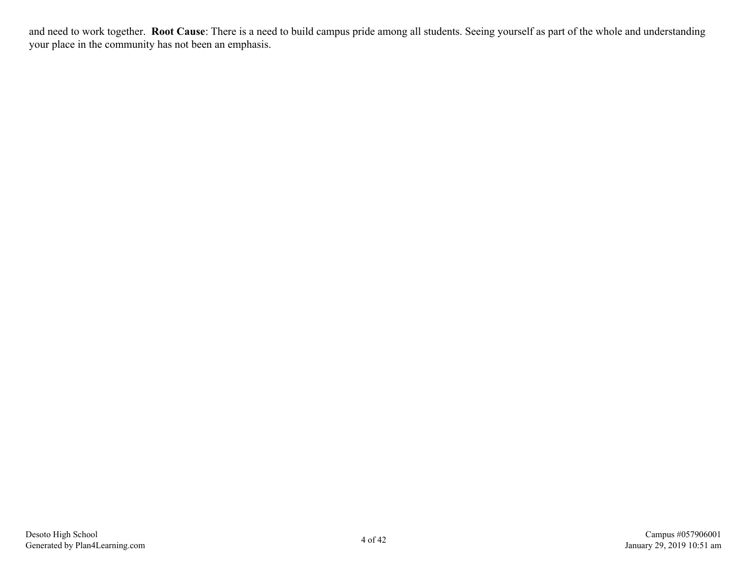and need to work together. **Root Cause**: There is a need to build campus pride among all students. Seeing yourself as part of the whole and understanding your place in the community has not been an emphasis.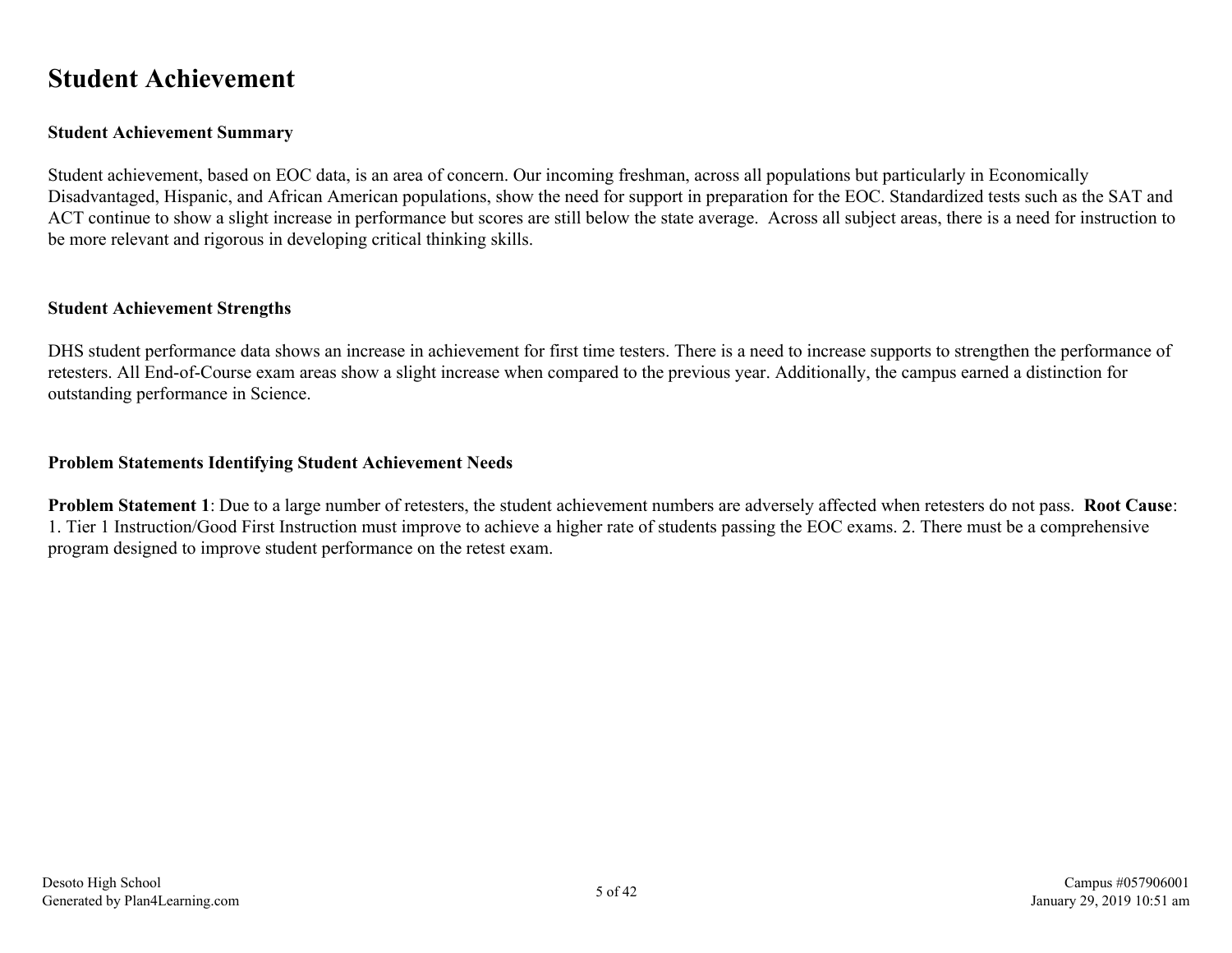# Student Achievement

### Student Achievement Summary

Student achievement, based on EOC data, is an area of concern. Our incoming freshman, across all populations but particularly in Economically Disadvantaged, Hispanic, and African American populations, show the need for support in preparation for the EOC. Standardized tests such as the SAT and ACT continue to show a slight increase in performance but scores are still below the state average. Across all subject areas, there is a need for instruction to be more relevant and rigorous in developing critical thinking skills.

### Student Achievement Strengths

DHS student performance data shows an increase in achievement for first time testers. There is a need to increase supports to strengthen the performance of retesters. All End-of-Course exam areas show a slight increase when compared to the previous year. Additionally, the campus earned a distinction for outstanding performance in Science.

### Problem Statements Identifying Student Achievement Needs

**Problem Statement 1**: Due to a large number of retesters, the student achievement numbers are adversely affected when retesters do not pass. **Root Cause**: 1. Tier 1 Instruction/Good First Instruction must improve to achieve a higher rate of students passing the EOC exams. 2. There must be a comprehensive program designed to improve student performance on the retest exam.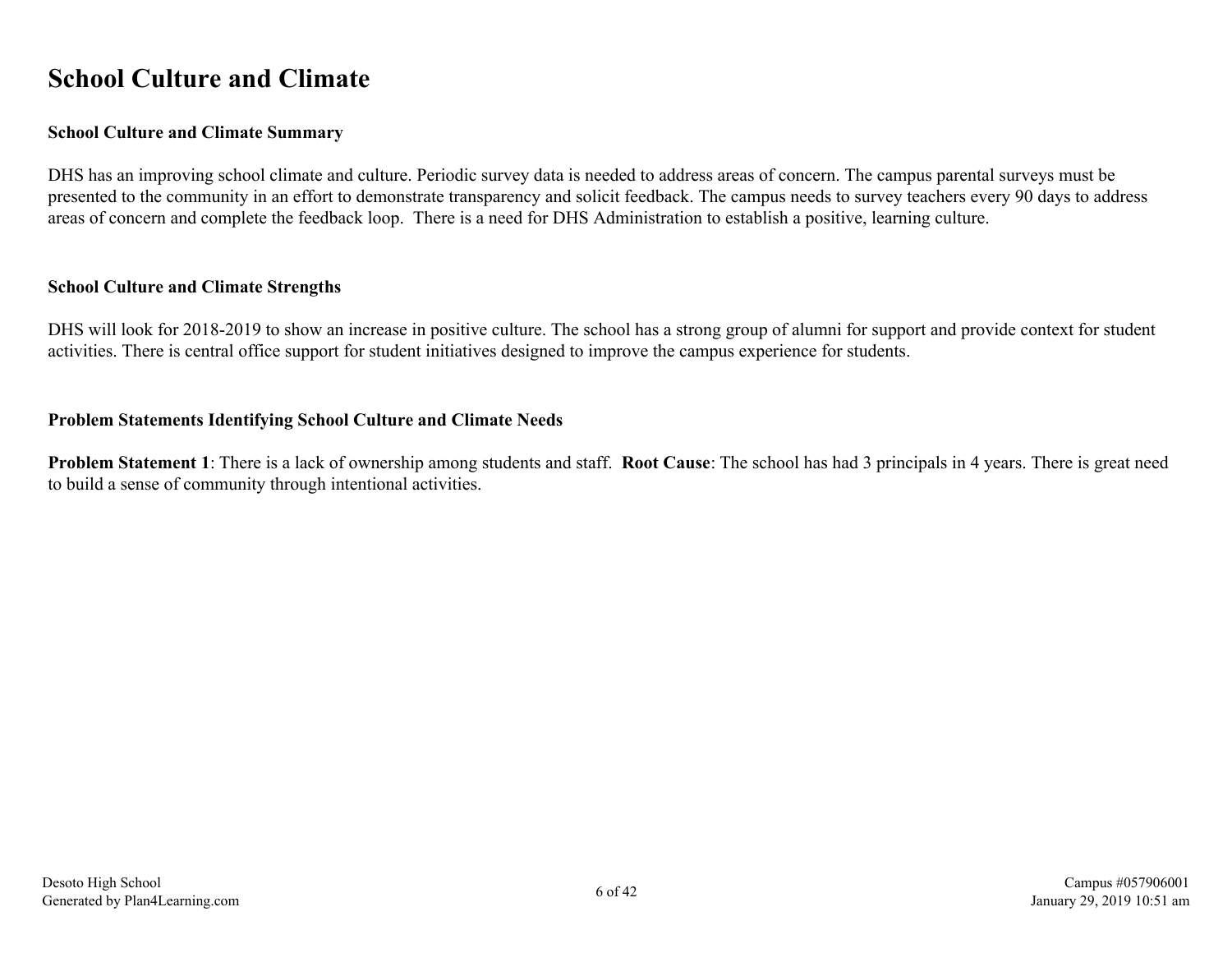# School Culture and Climate

### School Culture and Climate Summary

DHS has an improving school climate and culture. Periodic survey data is needed to address areas of concern. The campus parental surveys must be presented to the community in an effort to demonstrate transparency and solicit feedback. The campus needs to survey teachers every 90 days to address areas of concern and complete the feedback loop. There is a need for DHS Administration to establish a positive, learning culture.

### School Culture and Climate Strengths

DHS will look for 2018-2019 to show an increase in positive culture. The school has a strong group of alumni for support and provide context for student activities. There is central office support for student initiatives designed to improve the campus experience for students.

### Problem Statements Identifying School Culture and Climate Needs

**Problem Statement 1**: There is a lack of ownership among students and staff. **Root Cause**: The school has had 3 principals in 4 years. There is great need to build a sense of community through intentional activities.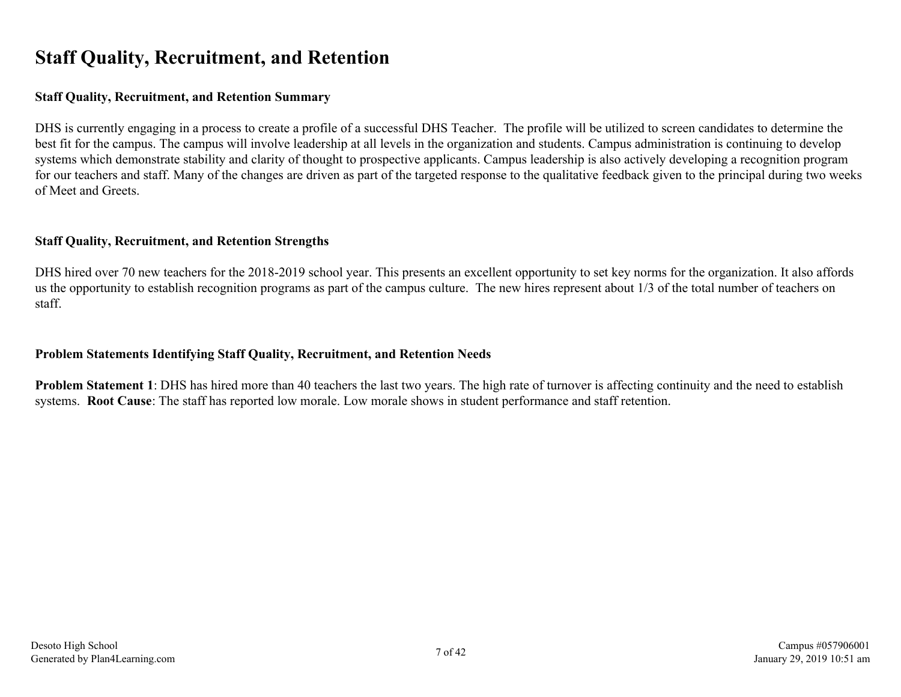# Staff Quality, Recruitment, and Retention

### Staff Quality, Recruitment, and Retention Summary

DHS is currently engaging in a process to create a profile of a successful DHS Teacher. The profile will be utilized to screen candidates to determine the best fit for the campus. The campus will involve leadership at all levels in the organization and students. Campus administration is continuing to develop systems which demonstrate stability and clarity of thought to prospective applicants. Campus leadership is also actively developing a recognition program for our teachers and staff. Many of the changes are driven as part of the targeted response to the qualitative feedback given to the principal during two weeks of Meet and Greets.

### Staff Quality, Recruitment, and Retention Strengths

DHS hired over 70 new teachers for the 2018-2019 school year. This presents an excellent opportunity to set key norms for the organization. It also affords us the opportunity to establish recognition programs as part of the campus culture. The new hires represent about 1/3 of the total number of teachers on staff.

### Problem Statements Identifying Staff Quality, Recruitment, and Retention Needs

**Problem Statement 1**: DHS has hired more than 40 teachers the last two years. The high rate of turnover is affecting continuity and the need to establish systems. **Root Cause**: The staff has reported low morale. Low morale shows in student performance and staff retention.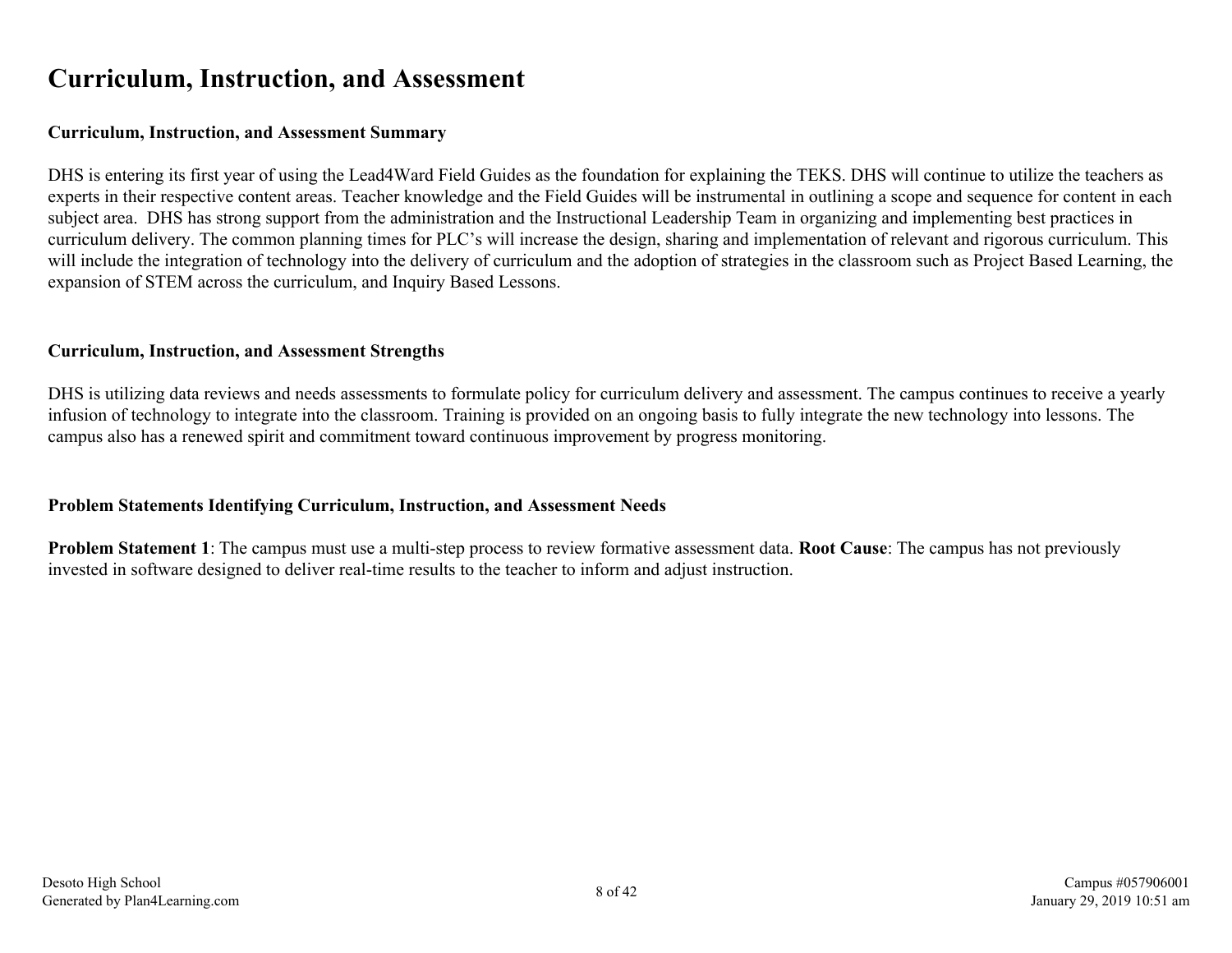# Curriculum, Instruction, and Assessment

### Curriculum, Instruction, and Assessment Summary

DHS is entering its first year of using the Lead4Ward Field Guides as the foundation for explaining the TEKS. DHS will continue to utilize the teachers as experts in their respective content areas. Teacher knowledge and the Field Guides will be instrumental in outlining a scope and sequence for content in each subject area. DHS has strong support from the administration and the Instructional Leadership Team in organizing and implementing best practices in curriculum delivery. The common planning times for PLC's will increase the design, sharing and implementation of relevant and rigorous curriculum. This will include the integration of technology into the delivery of curriculum and the adoption of strategies in the classroom such as Project Based Learning, the expansion of STEM across the curriculum, and Inquiry Based Lessons.

### Curriculum, Instruction, and Assessment Strengths

DHS is utilizing data reviews and needs assessments to formulate policy for curriculum delivery and assessment. The campus continues to receive a yearly infusion of technology to integrate into the classroom. Training is provided on an ongoing basis to fully integrate the new technology into lessons. The campus also has a renewed spirit and commitment toward continuous improvement by progress monitoring.

### Problem Statements Identifying Curriculum, Instruction, and Assessment Needs

**Problem Statement 1**: The campus must use a multi-step process to review formative assessment data. **Root Cause**: The campus has not previously invested in software designed to deliver real-time results to the teacher to inform and adjust instruction.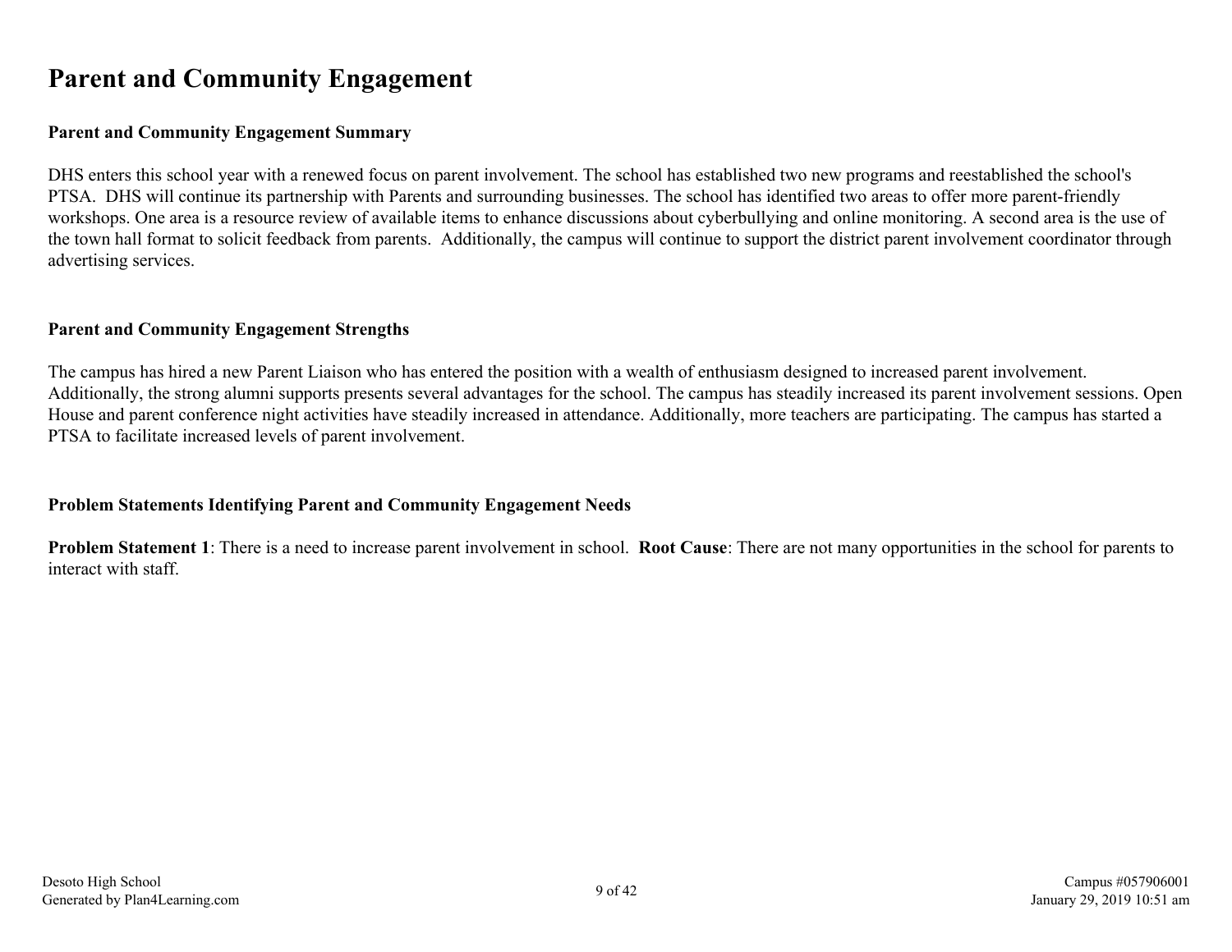# Parent and Community Engagement

### Parent and Community Engagement Summary

DHS enters this school year with a renewed focus on parent involvement. The school has established two new programs and reestablished the school's PTSA. DHS will continue its partnership with Parents and surrounding businesses. The school has identified two areas to offer more parent-friendly workshops. One area is a resource review of available items to enhance discussions about cyberbullying and online monitoring. A second area is the use of the town hall format to solicit feedback from parents. Additionally, the campus will continue to support the district parent involvement coordinator through advertising services.

### Parent and Community Engagement Strengths

The campus has hired a new Parent Liaison who has entered the position with a wealth of enthusiasm designed to increased parent involvement. Additionally, the strong alumni supports presents several advantages for the school. The campus has steadily increased its parent involvement sessions. Open House and parent conference night activities have steadily increased in attendance. Additionally, more teachers are participating. The campus has started a PTSA to facilitate increased levels of parent involvement.

### Problem Statements Identifying Parent and Community Engagement Needs

**Problem Statement 1**: There is a need to increase parent involvement in school. **Root Cause**: There are not many opportunities in the school for parents to interact with staff.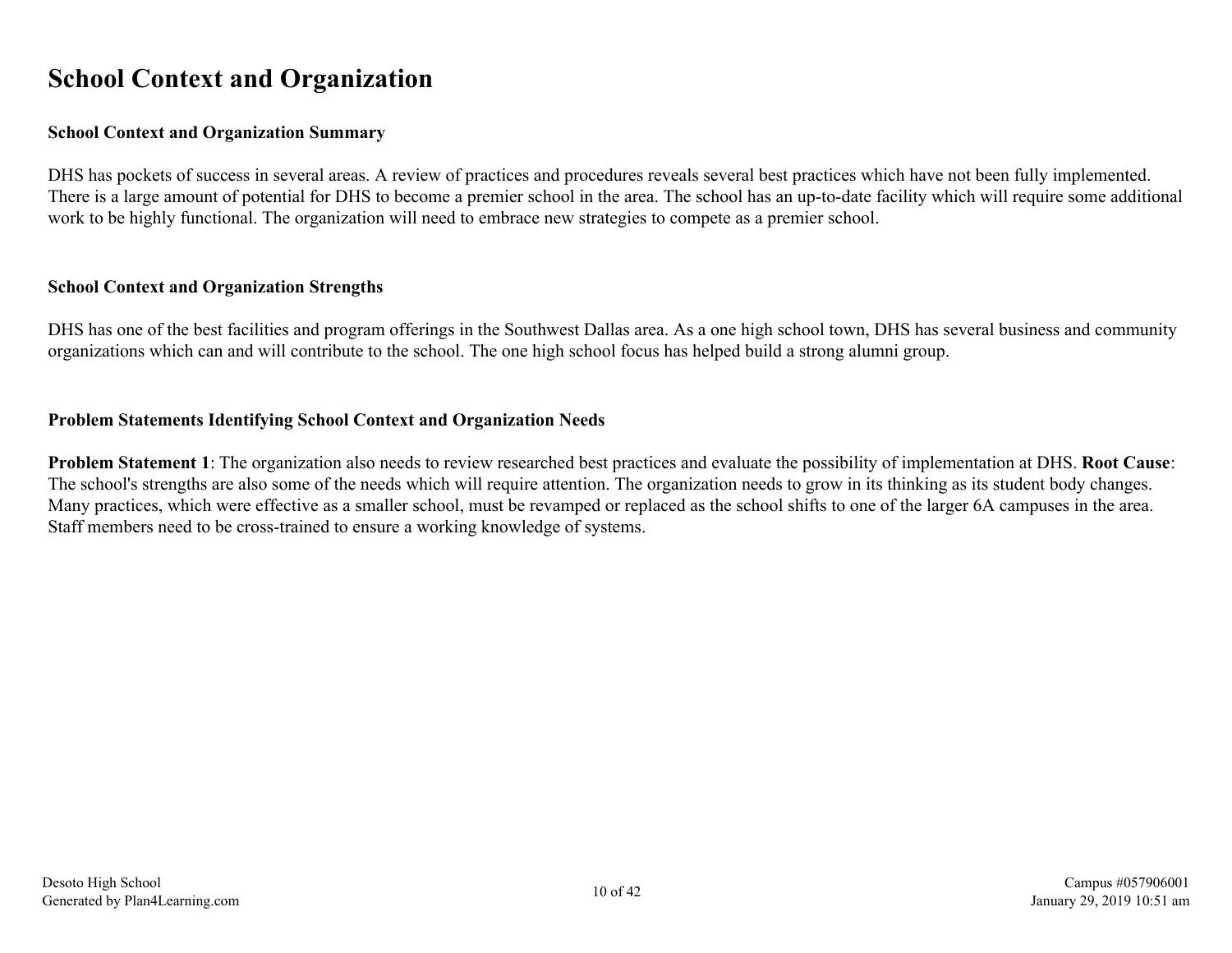# School Context and Organization

### School Context and Organization Summary

DHS has pockets of success in several areas. A review of practices and procedures reveals several best practices which have not been fully implemented. There is a large amount of potential for DHS to become a premier school in the area. The school has an up-to-date facility which will require some additional work to be highly functional. The organization will need to embrace new strategies to compete as a premier school.

### School Context and Organization Strengths

DHS has one of the best facilities and program offerings in the Southwest Dallas area. As a one high school town, DHS has several business and community organizations which can and will contribute to the school. The one high school focus has helped build a strong alumni group.

### Problem Statements Identifying School Context and Organization Needs

**Problem Statement 1**: The organization also needs to review researched best practices and evaluate the possibility of implementation at DHS. **Root Cause**: The school's strengths are also some of the needs which will require attention. The organization needs to grow in its thinking as its student body changes. Many practices, which were effective as a smaller school, must be revamped or replaced as the school shifts to one of the larger 6A campuses in the area. Staff members need to be cross-trained to ensure a working knowledge of systems.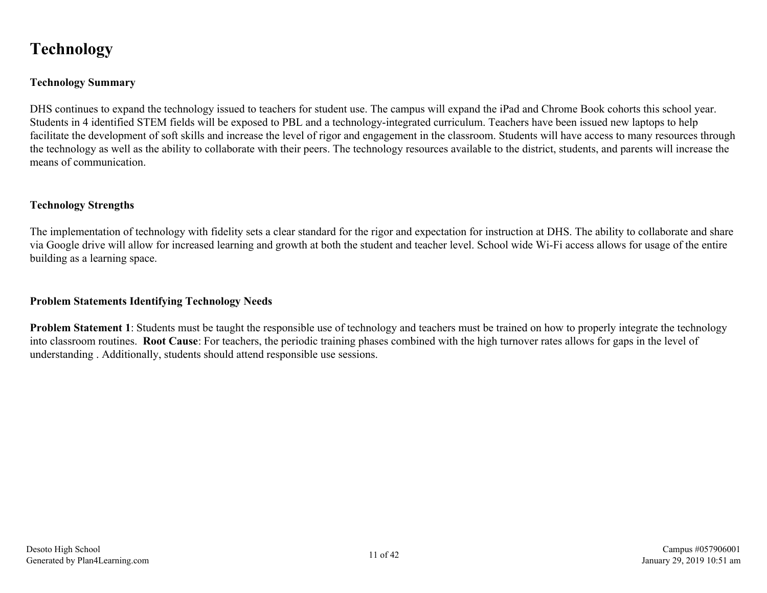# Technology

### Technology Summary

DHS continues to expand the technology issued to teachers for student use. The campus will expand the iPad and Chrome Book cohorts this school year. Students in 4 identified STEM fields will be exposed to PBL and a technology-integrated curriculum. Teachers have been issued new laptops to help facilitate the development of soft skills and increase the level of rigor and engagement in the classroom. Students will have access to many resources through the technology as well as the ability to collaborate with their peers. The technology resources available to the district, students, and parents will increase the means of communication.

### Technology Strengths

The implementation of technology with fidelity sets a clear standard for the rigor and expectation for instruction at DHS. The ability to collaborate and share via Google drive will allow for increased learning and growth at both the student and teacher level. School wide Wi-Fi access allows for usage of the entire building as a learning space.

### Problem Statements Identifying Technology Needs

**Problem Statement 1**: Students must be taught the responsible use of technology and teachers must be trained on how to properly integrate the technology into classroom routines. **Root Cause**: For teachers, the periodic training phases combined with the high turnover rates allows for gaps in the level of understanding . Additionally, students should attend responsible use sessions.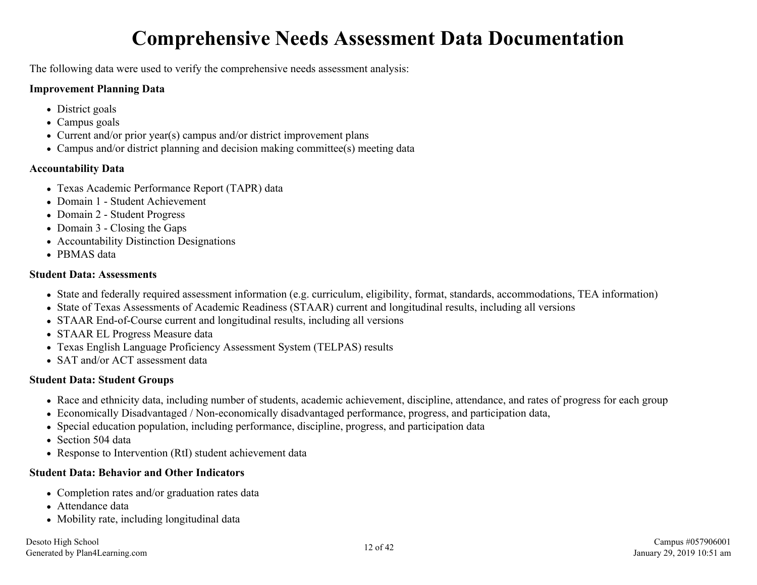# Comprehensive Needs Assessment Data Documentation

The following data were used to verify the comprehensive needs assessment analysis:

**Improvement Planning Data**

- District goals
- Campus goals
- Current and/or prior year(s) campus and/or district improvement plans
- Campus and/or district planning and decision making committee(s) meeting data

**Accountability Data**

- Texas Academic Performance Report (TAPR) data
- Domain 1 - Student Achievement
- Domain 2 - Student Progress
- Domain 3 - Closing the Gaps
- Accountability Distinction Designations
- PBMAS data

**Student Data: Assessments**

- State and federally required assessment information (e.g. curriculum, eligibility, format, standards, accommodations, TEA information)
- State of Texas Assessments of Academic Readiness (STAAR) current and longitudinal results, including all versions
- STAAR End-of-Course current and longitudinal results, including all versions
- STAAR EL Progress Measure data
- Texas English Language Proficiency Assessment System (TELPAS) results
- SAT and/or ACT assessment data

**Student Data: Student Groups**

- Race and ethnicity data, including number of students, academic achievement, discipline, attendance, and rates of progress for each group
- Economically Disadvantaged / Non-economically disadvantaged performance, progress, and participation data,
- Special education population, including performance, discipline, progress, and participation data
- Section 504 data
- Response to Intervention (RtI) student achievement data

**Student Data: Behavior and Other Indicators**

- Completion rates and/or graduation rates data
- Attendance data
- Mobility rate, including longitudinal data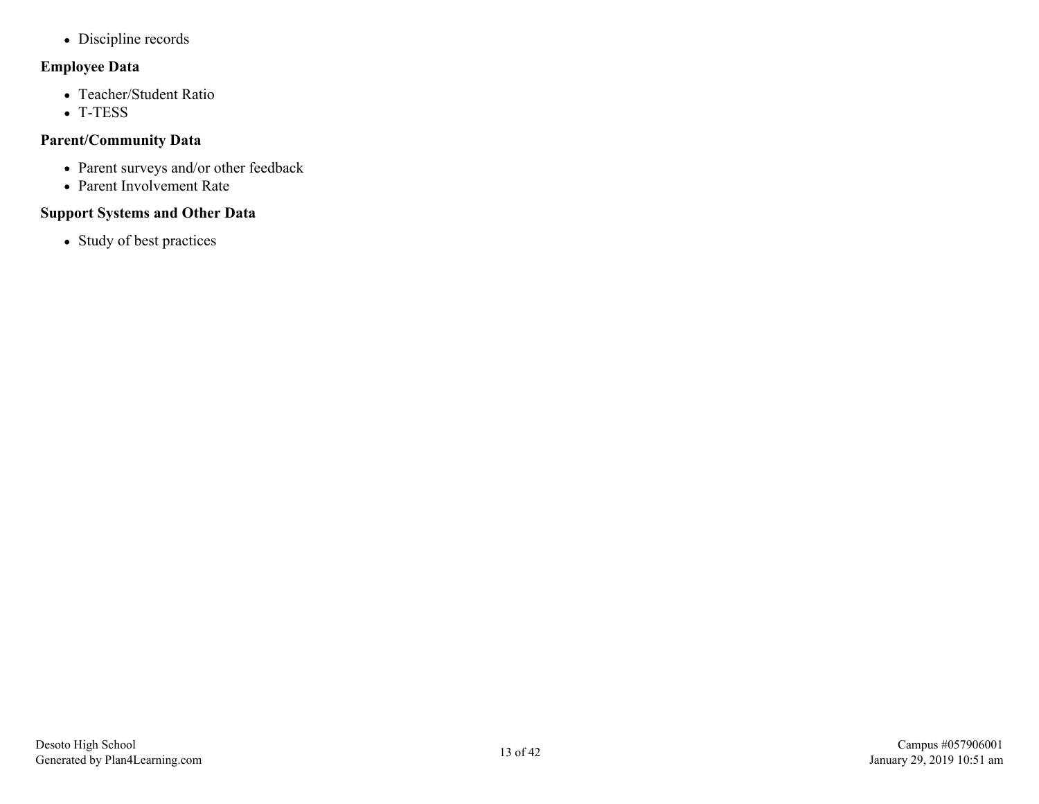- Discipline records

**Employee Data**

- Teacher/Student Ratio
- T-TESS

**Parent/Community Data**

- Parent surveys and/or other feedback
- Parent Involvement Rate

**Support Systems and Other Data**

- Study of best practices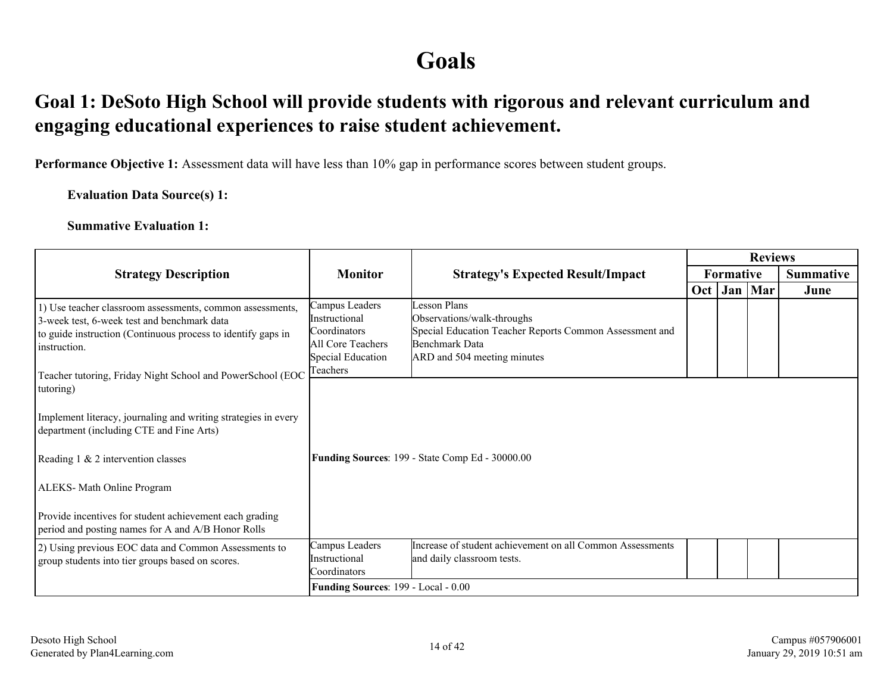# Goals

## Goal 1: DeSoto High School will provide students with rigorous and relevant curriculum and engaging educational experiences to raise student achievement.

**Performance Objective 1:** Assessment data will have less than 10% gap in performance scores between student groups.

**Evaluation Data Source(s) 1:**

**Summative Evaluation 1:**

| Strategy Description | Monitor | Strategy's Expected Result/Impact | Reviews | | | |
|---|---|---|---|---|---|---|
| | | | Formative | | | Summative |
| | | | Oct | Jan | Mar | June |
| 1) Use teacher classroom assessments, common assessments, 3-week test, 6-week test and benchmark data to guide instruction (Continuous process to identify gaps in instruction. Teacher tutoring, Friday Night School and PowerSchool (EOC tutoring) Implement literacy, journaling and writing strategies in every department (including CTE and Fine Arts) Reading 1 & 2 intervention classes ALEKS- Math Online Program Provide incentives for student achievement each grading period and posting names for A and A/B Honor Rolls | Campus Leaders Instructional Coordinators All Core Teachers Special Education Teachers | Lesson Plans Observations/walk-throughs Special Education Teacher Reports Common Assessment and Benchmark Data ARD and 504 meeting minutes | | | | |
| | **Funding Sources**: 199 - State Comp Ed - 30000.00 | | | | | |
| 2) Using previous EOC data and Common Assessments to group students into tier groups based on scores. | Campus Leaders Instructional Coordinators | Increase of student achievement on all Common Assessments and daily classroom tests. | | | | |
| | **Funding Sources**: 199 - Local - 0.00 | | | | | |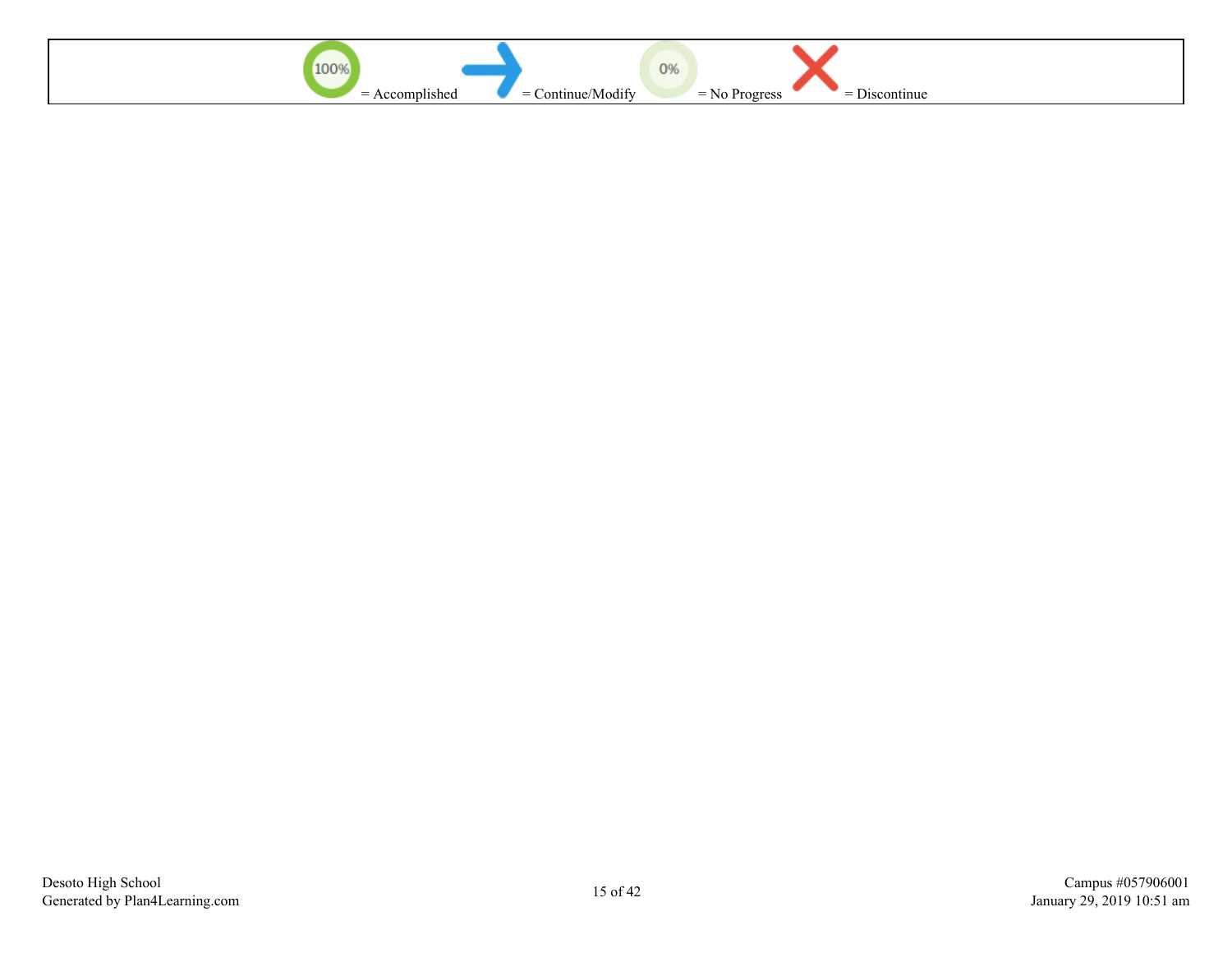| 100% = Accomplished | → = Continue/Modify | 0% = No Progress | ✕ = Discontinue |
|---|---|---|---|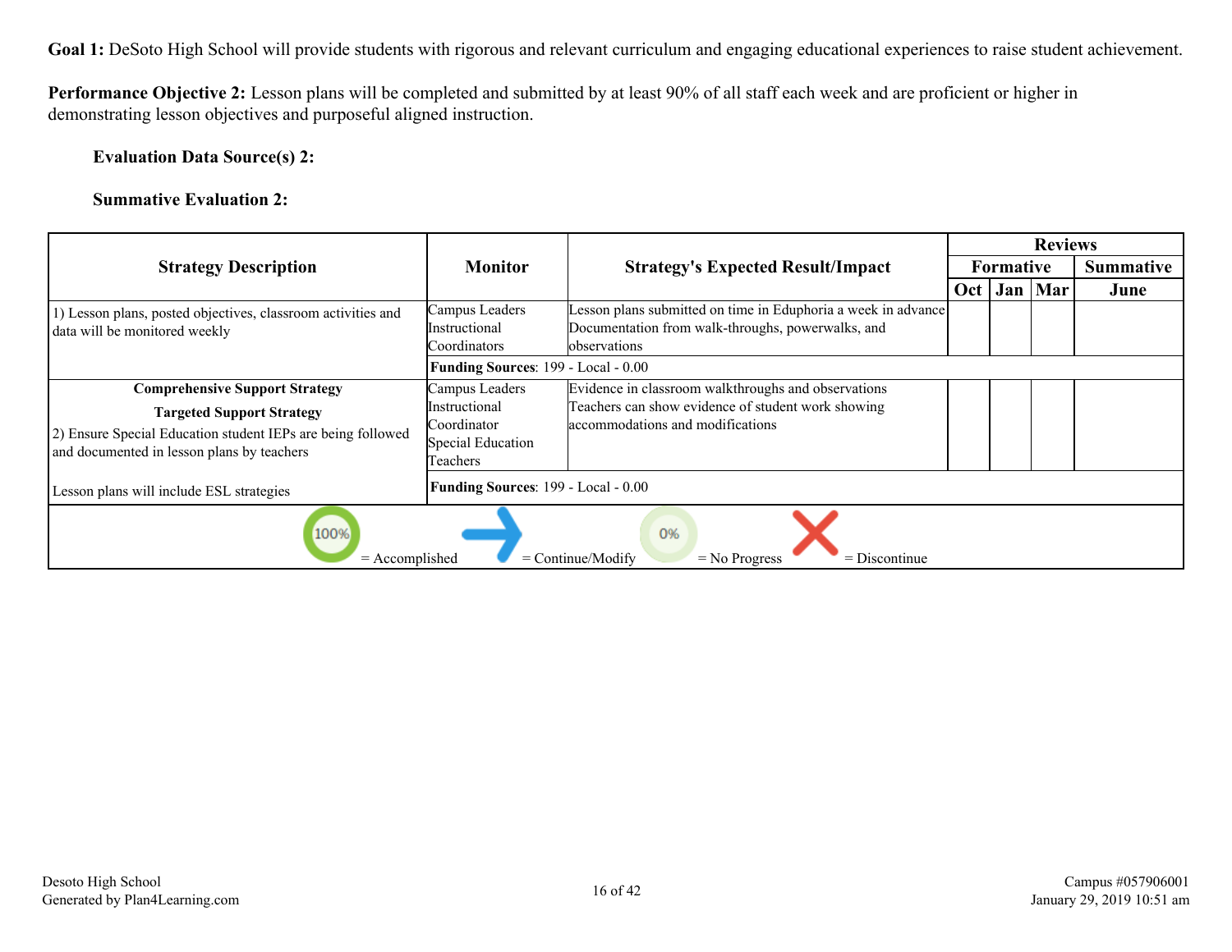**Goal 1:** DeSoto High School will provide students with rigorous and relevant curriculum and engaging educational experiences to raise student achievement.

**Performance Objective 2:** Lesson plans will be completed and submitted by at least 90% of all staff each week and are proficient or higher in demonstrating lesson objectives and purposeful aligned instruction.

**Evaluation Data Source(s) 2:**

**Summative Evaluation 2:**

| Strategy Description | Monitor | Strategy's Expected Result/Impact | Reviews | | | |
|---|---|---|---|---|---|---|
| | | | Formative | | | Summative |
| | | | Oct | Jan | Mar | June |
| 1) Lesson plans, posted objectives, classroom activities and data will be monitored weekly | Campus Leaders Instructional Coordinators | Lesson plans submitted on time in Eduphoria a week in advance Documentation from walk-throughs, powerwalks, and observations | | | | |
| | **Funding Sources**: 199 - Local - 0.00 | | | | | |
| **Comprehensive Support Strategy** **Targeted Support Strategy** 2) Ensure Special Education student IEPs are being followed and documented in lesson plans by teachers | Campus Leaders Instructional Coordinator Special Education Teachers | Evidence in classroom walkthroughs and observations Teachers can show evidence of student work showing accommodations and modifications | | | | |
| Lesson plans will include ESL strategies | **Funding Sources**: 199 - Local - 0.00 | | | | | |

100% = Accomplished | = Continue/Modify | 0% = No Progress | = Discontinue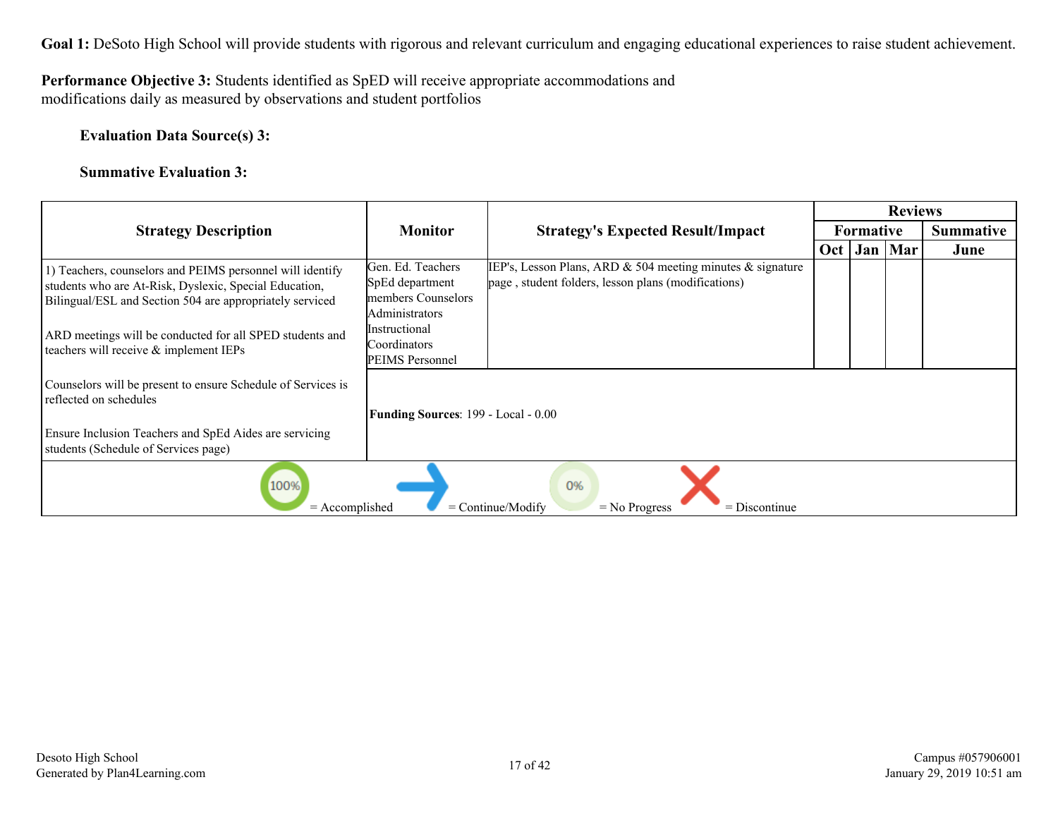**Goal 1:** DeSoto High School will provide students with rigorous and relevant curriculum and engaging educational experiences to raise student achievement.

**Performance Objective 3:** Students identified as SpED will receive appropriate accommodations and modifications daily as measured by observations and student portfolios

**Evaluation Data Source(s) 3:**

**Summative Evaluation 3:**

| Strategy Description | Monitor | Strategy's Expected Result/Impact | Reviews | | | |
|---|---|---|---|---|---|---|
| | | | Formative | | | Summative |
| | | | Oct | Jan | Mar | June |
| 1) Teachers, counselors and PEIMS personnel will identify students who are At-Risk, Dyslexic, Special Education, Bilingual/ESL and Section 504 are appropriately serviced<br><br>ARD meetings will be conducted for all SPED students and teachers will receive & implement IEPs<br><br>Counselors will be present to ensure Schedule of Services is reflected on schedules<br><br>Ensure Inclusion Teachers and SpEd Aides are servicing students (Schedule of Services page) | Gen. Ed. Teachers<br>SpEd department members Counselors<br>Administrators<br>Instructional Coordinators<br>PEIMS Personnel | IEP's, Lesson Plans, ARD & 504 meeting minutes & signature page , student folders, lesson plans (modifications) | | | | |
| | **Funding Sources**: 199 - Local - 0.00 | | | | | |

100% = Accomplished | = Continue/Modify | 0% = No Progress | = Discontinue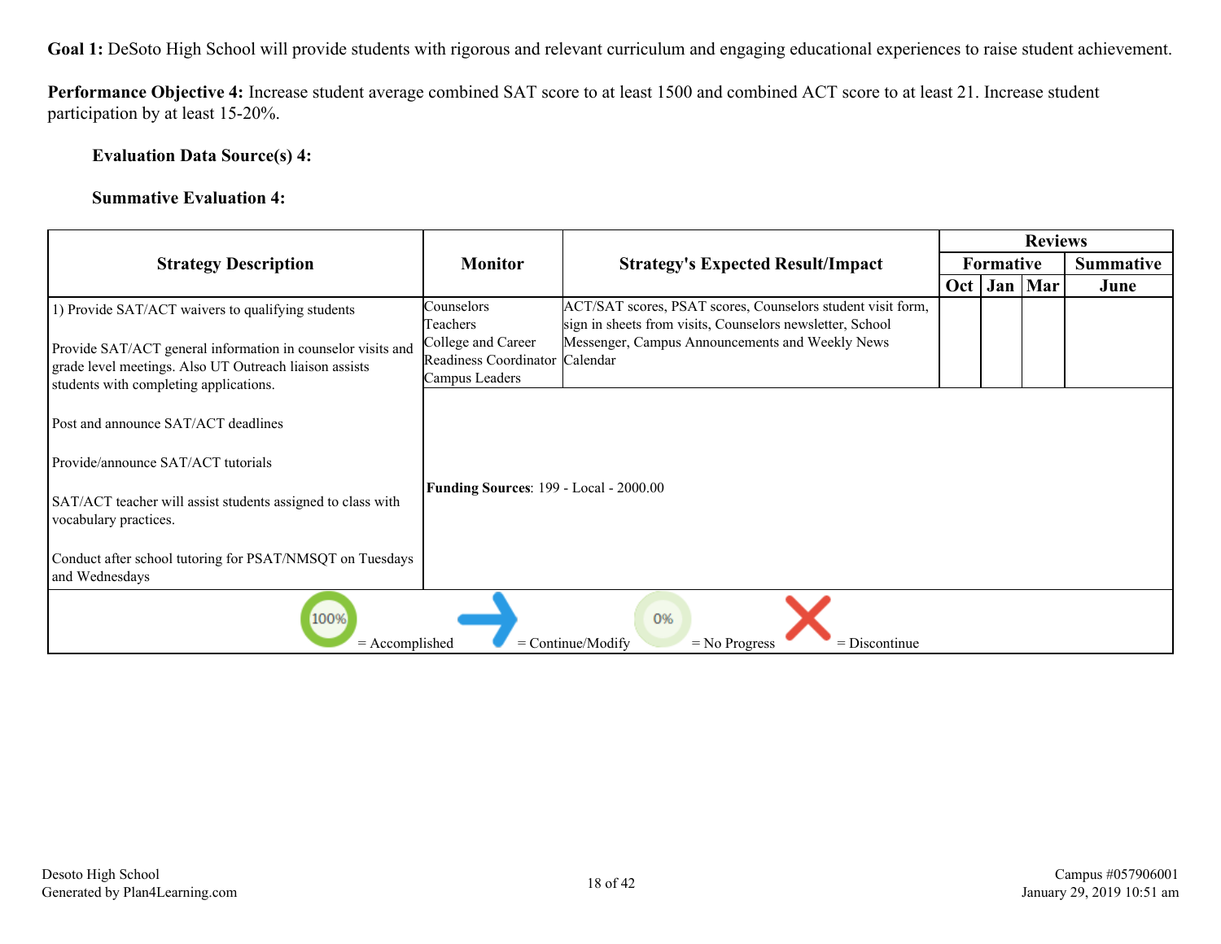**Goal 1:** DeSoto High School will provide students with rigorous and relevant curriculum and engaging educational experiences to raise student achievement.

**Performance Objective 4:** Increase student average combined SAT score to at least 1500 and combined ACT score to at least 21. Increase student participation by at least 15-20%.

**Evaluation Data Source(s) 4:**

**Summative Evaluation 4:**

| Strategy Description | Monitor | Strategy's Expected Result/Impact | Reviews | | | |
|---|---|---|---|---|---|---|
| | | | Formative | | | Summative |
| | | | Oct | Jan | Mar | June |
| 1) Provide SAT/ACT waivers to qualifying students<br><br>Provide SAT/ACT general information in counselor visits and grade level meetings. Also UT Outreach liaison assists students with completing applications.<br><br>Post and announce SAT/ACT deadlines<br><br>Provide/announce SAT/ACT tutorials<br><br>SAT/ACT teacher will assist students assigned to class with vocabulary practices.<br><br>Conduct after school tutoring for PSAT/NMSQT on Tuesdays and Wednesdays | Counselors<br>Teachers<br>College and Career Readiness Coordinator<br>Campus Leaders | ACT/SAT scores, PSAT scores, Counselors student visit form, sign in sheets from visits, Counselors newsletter, School Messenger, Campus Announcements and Weekly News Calendar | | | | |
| | **Funding Sources**: 199 - Local - 2000.00 | | | | | |

100% = Accomplished → = Continue/Modify 0% = No Progress X = Discontinue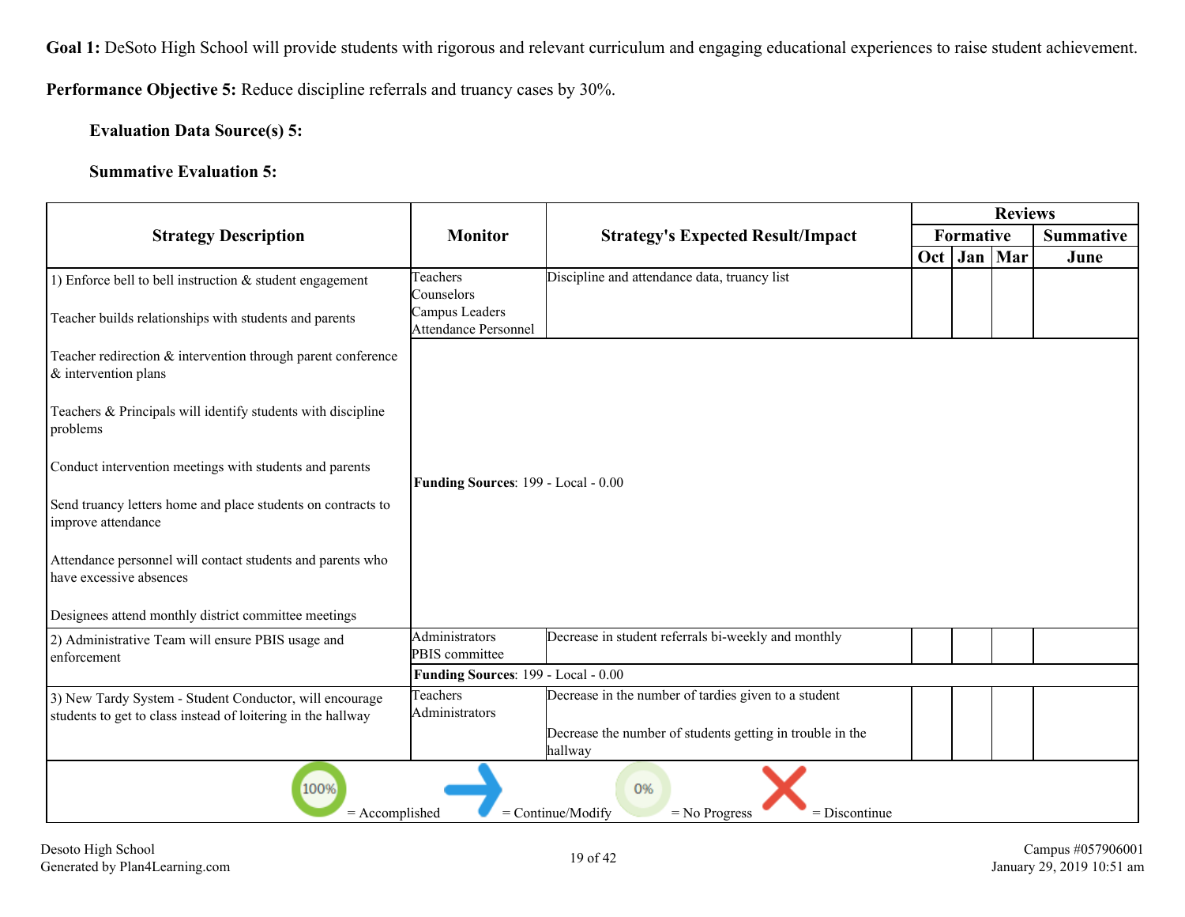**Goal 1:** DeSoto High School will provide students with rigorous and relevant curriculum and engaging educational experiences to raise student achievement.

**Performance Objective 5:** Reduce discipline referrals and truancy cases by 30%.

**Evaluation Data Source(s) 5:**

**Summative Evaluation 5:**

| Strategy Description | Monitor | Strategy's Expected Result/Impact | Reviews | | | |
|---|---|---|---|---|---|---|
| | | | Formative | | | Summative |
| | | | Oct | Jan | Mar | June |
| 1) Enforce bell to bell instruction & student engagement<br><br>Teacher builds relationships with students and parents<br><br>Teacher redirection & intervention through parent conference & intervention plans<br><br>Teachers & Principals will identify students with discipline problems<br><br>Conduct intervention meetings with students and parents<br><br>Send truancy letters home and place students on contracts to improve attendance<br><br>Attendance personnel will contact students and parents who have excessive absences<br><br>Designees attend monthly district committee meetings | Teachers<br>Counselors<br>Campus Leaders<br>Attendance Personnel | Discipline and attendance data, truancy list | | | | |
| | **Funding Sources**: 199 - Local - 0.00 | | | | | |
| 2) Administrative Team will ensure PBIS usage and enforcement | Administrators<br>PBIS committee | Decrease in student referrals bi-weekly and monthly | | | | |
| | **Funding Sources**: 199 - Local - 0.00 | | | | | |
| 3) New Tardy System - Student Conductor, will encourage students to get to class instead of loitering in the hallway | Teachers<br>Administrators | Decrease in the number of tardies given to a student<br><br>Decrease the number of students getting in trouble in the hallway | | | | |

100% = Accomplished → = Continue/Modify 0% = No Progress ✗ = Discontinue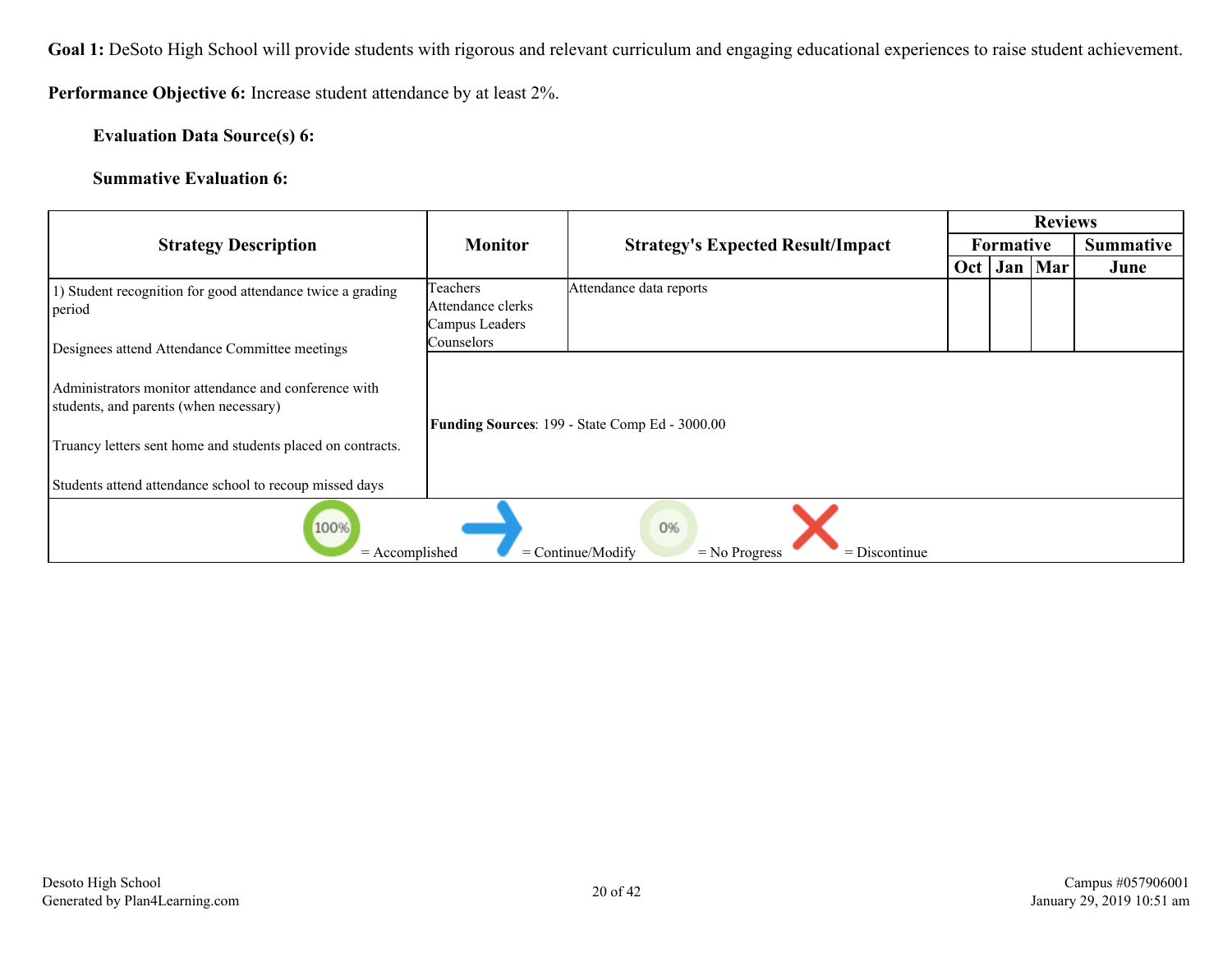**Goal 1:** DeSoto High School will provide students with rigorous and relevant curriculum and engaging educational experiences to raise student achievement.

**Performance Objective 6:** Increase student attendance by at least 2%.

**Evaluation Data Source(s) 6:**

**Summative Evaluation 6:**

| Strategy Description | Monitor | Strategy's Expected Result/Impact | Reviews | | | |
|---|---|---|---|---|---|---|
| | | | Formative | | | Summative |
| | | | Oct | Jan | Mar | June |
| 1) Student recognition for good attendance twice a grading period<br><br>Designees attend Attendance Committee meetings<br><br>Administrators monitor attendance and conference with students, and parents (when necessary)<br><br>Truancy letters sent home and students placed on contracts.<br><br>Students attend attendance school to recoup missed days | Teachers<br>Attendance clerks<br>Campus Leaders<br>Counselors | Attendance data reports | | | | |
| | **Funding Sources**: 199 - State Comp Ed - 3000.00 | | | | | |

100% = Accomplished   = Continue/Modify   0% = No Progress   = Discontinue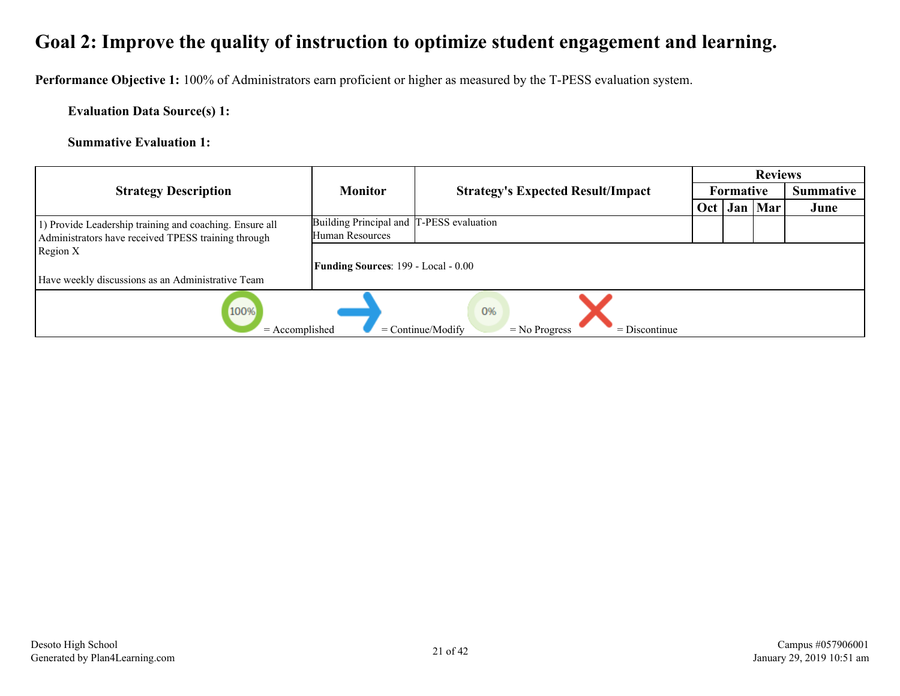# Goal 2: Improve the quality of instruction to optimize student engagement and learning.

**Performance Objective 1:** 100% of Administrators earn proficient or higher as measured by the T-PESS evaluation system.

**Evaluation Data Source(s) 1:**

**Summative Evaluation 1:**

| Strategy Description | Monitor | Strategy's Expected Result/Impact | Reviews | | | |
|---|---|---|---|---|---|---|
| | | | Formative | | | Summative |
| | | | Oct | Jan | Mar | June |
| 1) Provide Leadership training and coaching. Ensure all Administrators have received TPESS training through Region X<br><br>Have weekly discussions as an Administrative Team | Building Principal and Human Resources | T-PESS evaluation | | | | |
| | **Funding Sources**: 199 - Local - 0.00 | | | | | |

100% = Accomplished → = Continue/Modify 0% = No Progress X = Discontinue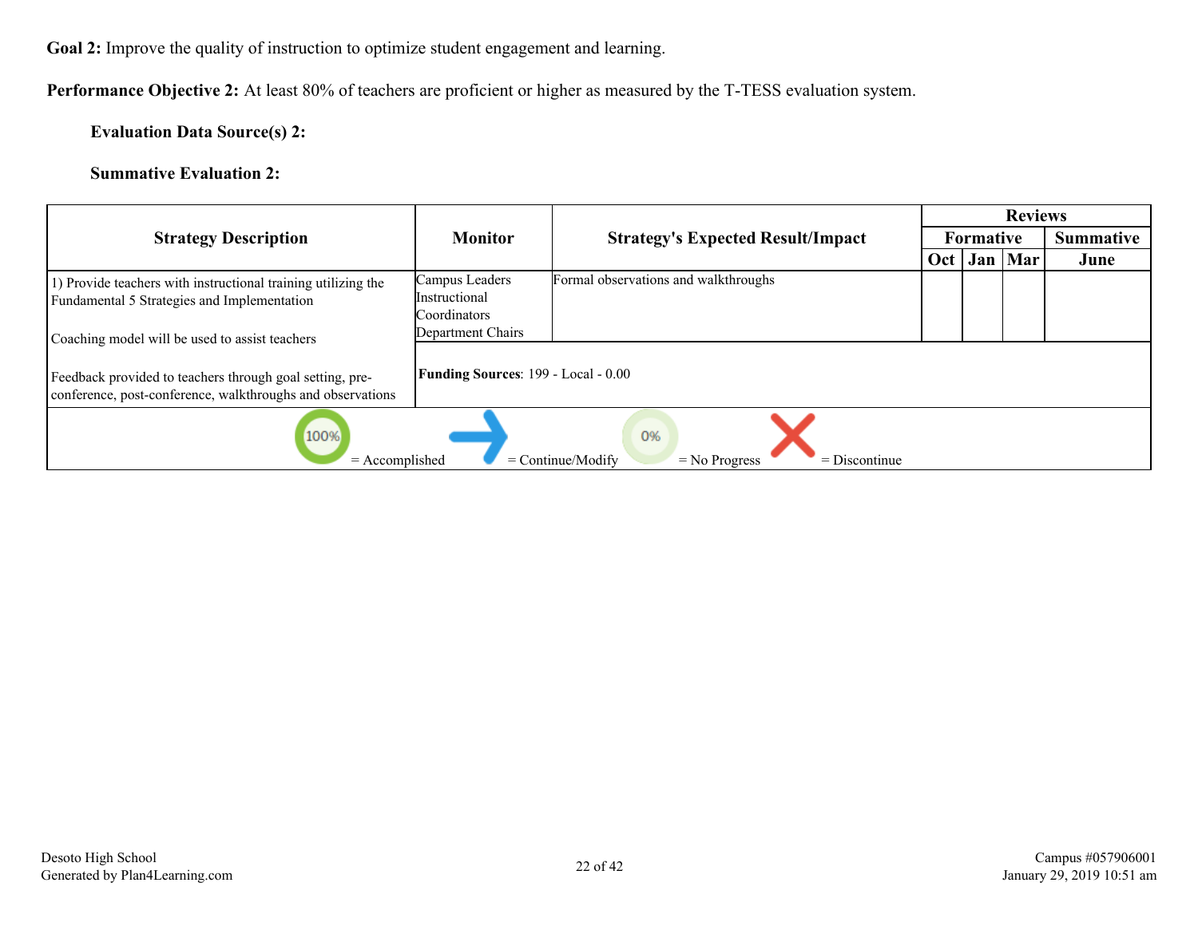**Goal 2:** Improve the quality of instruction to optimize student engagement and learning.

**Performance Objective 2:** At least 80% of teachers are proficient or higher as measured by the T-TESS evaluation system.

**Evaluation Data Source(s) 2:**

**Summative Evaluation 2:**

| Strategy Description | Monitor | Strategy's Expected Result/Impact | Reviews | | | |
|---|---|---|---|---|---|---|
| | | | Formative | | | Summative |
| | | | Oct | Jan | Mar | June |
| 1) Provide teachers with instructional training utilizing the Fundamental 5 Strategies and Implementation<br><br>Coaching model will be used to assist teachers<br><br>Feedback provided to teachers through goal setting, pre-conference, post-conference, walkthroughs and observations | Campus Leaders<br>Instructional Coordinators<br>Department Chairs | Formal observations and walkthroughs | | | | |
| | **Funding Sources**: 199 - Local - 0.00 | | | | | |

100% = Accomplished    = Continue/Modify    0% = No Progress    = Discontinue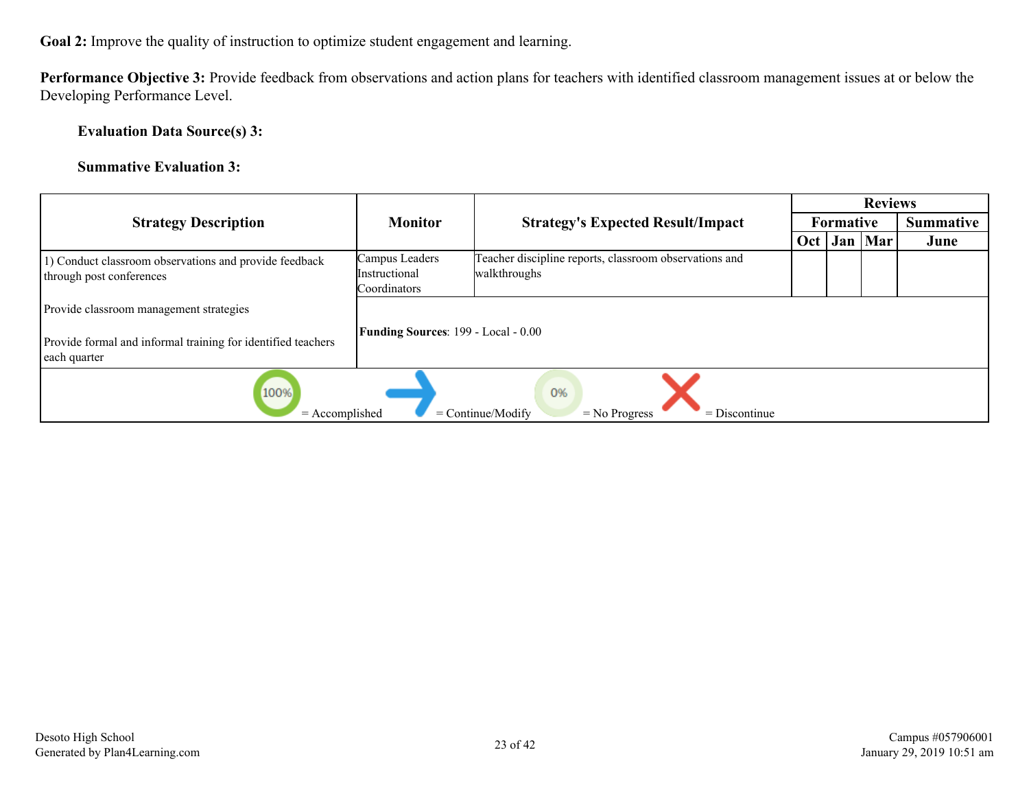**Goal 2:** Improve the quality of instruction to optimize student engagement and learning.

**Performance Objective 3:** Provide feedback from observations and action plans for teachers with identified classroom management issues at or below the Developing Performance Level.

**Evaluation Data Source(s) 3:**

**Summative Evaluation 3:**

| Strategy Description | Monitor | Strategy's Expected Result/Impact | Reviews | | | |
|---|---|---|---|---|---|---|
| | | | Formative | | | Summative |
| | | | Oct | Jan | Mar | June |
| 1) Conduct classroom observations and provide feedback through post conferences<br><br>Provide classroom management strategies<br><br>Provide formal and informal training for identified teachers each quarter | Campus Leaders<br>Instructional Coordinators | Teacher discipline reports, classroom observations and walkthroughs | | | | |
| | **Funding Sources**: 199 - Local - 0.00 | | | | | |

100% = Accomplished → = Continue/Modify 0% = No Progress ✗ = Discontinue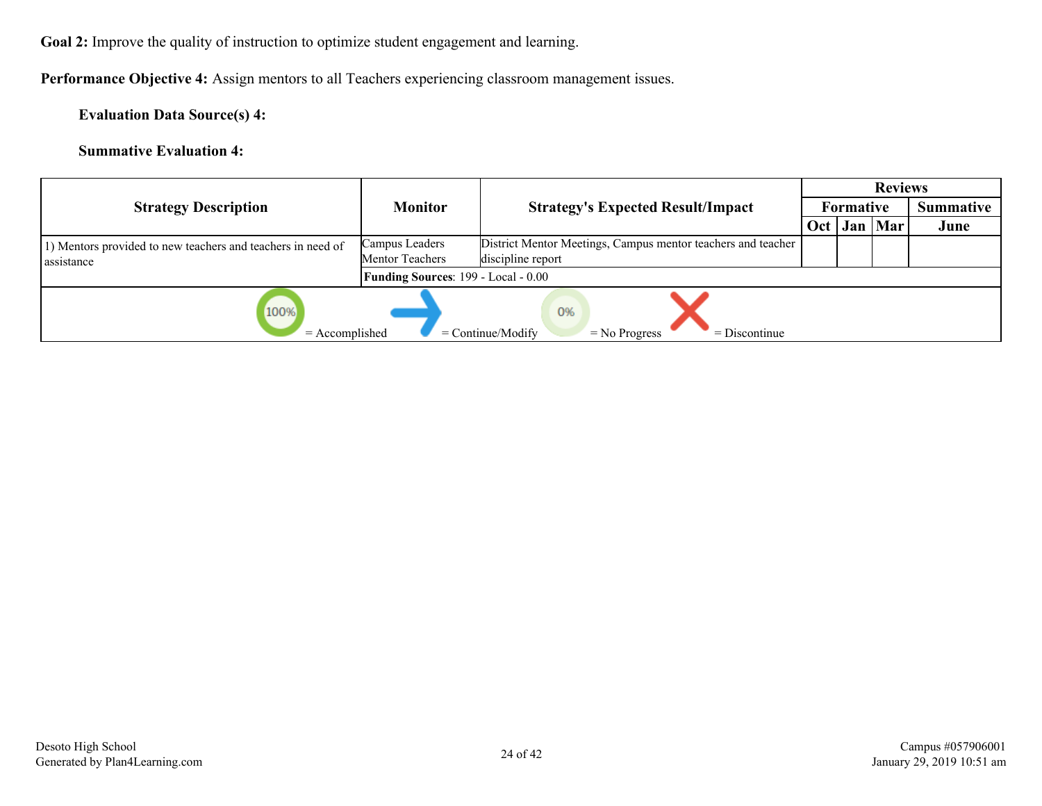**Goal 2:** Improve the quality of instruction to optimize student engagement and learning.

**Performance Objective 4:** Assign mentors to all Teachers experiencing classroom management issues.

**Evaluation Data Source(s) 4:**

**Summative Evaluation 4:**

| Strategy Description | Monitor | Strategy's Expected Result/Impact | Reviews | | | |
|---|---|---|---|---|---|---|
| | | | Formative | | | Summative |
| | | | Oct | Jan | Mar | June |
| 1) Mentors provided to new teachers and teachers in need of assistance | Campus Leaders<br>Mentor Teachers | District Mentor Meetings, Campus mentor teachers and teacher discipline report | | | | |
| | **Funding Sources**: 199 - Local - 0.00 | | | | | |

100% = Accomplished → = Continue/Modify 0% = No Progress X = Discontinue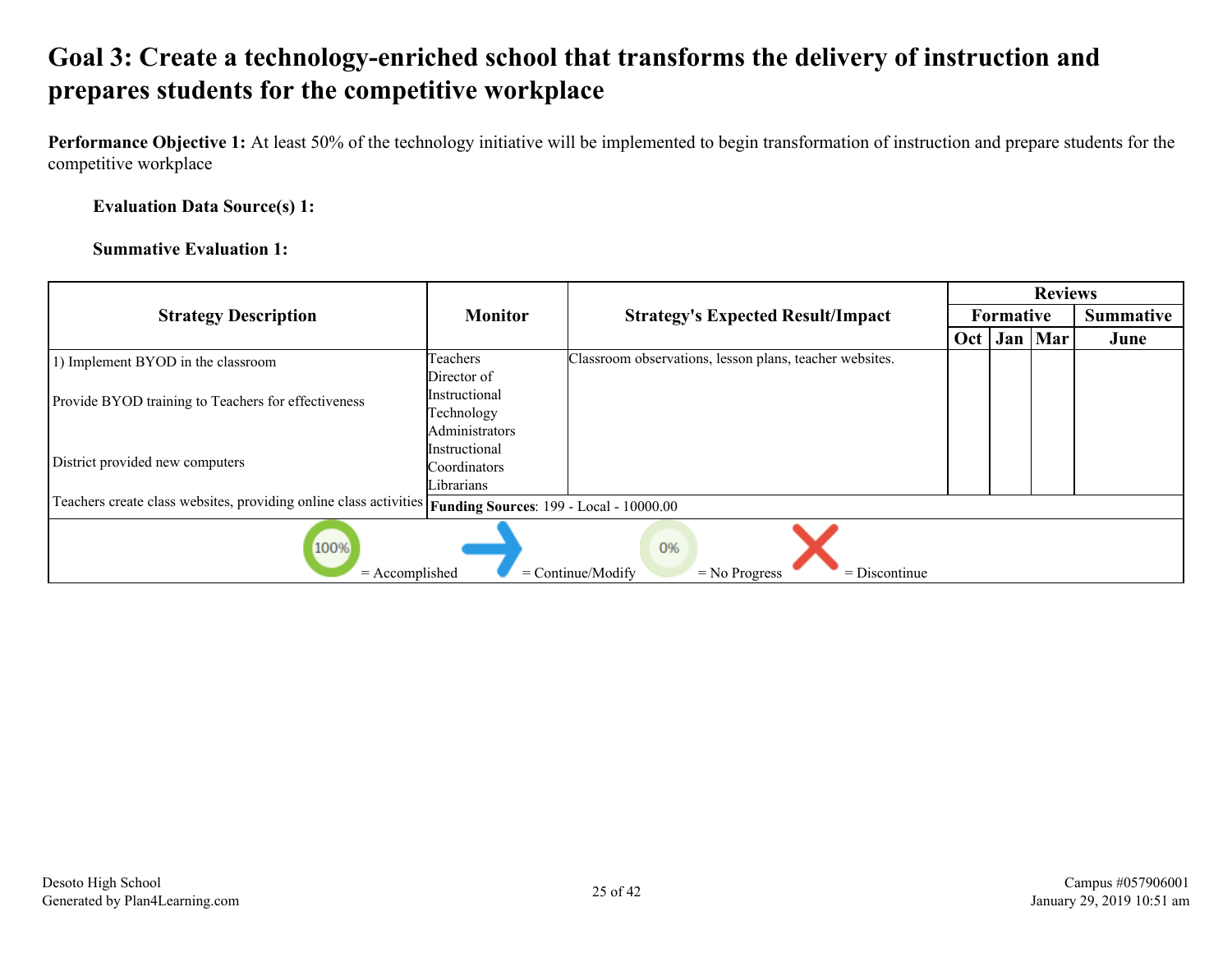# Goal 3: Create a technology-enriched school that transforms the delivery of instruction and prepares students for the competitive workplace

**Performance Objective 1:** At least 50% of the technology initiative will be implemented to begin transformation of instruction and prepare students for the competitive workplace

**Evaluation Data Source(s) 1:**

**Summative Evaluation 1:**

| Strategy Description | Monitor | Strategy's Expected Result/Impact | Reviews | | | |
|---|---|---|---|---|---|---|
| | | | Formative | | | Summative |
| | | | Oct | Jan | Mar | June |
| 1) Implement BYOD in the classroom<br><br>Provide BYOD training to Teachers for effectiveness<br><br>District provided new computers<br><br>Teachers create class websites, providing online class activities | Teachers<br>Director of Instructional Technology<br>Administrators<br>Instructional Coordinators<br>Librarians | Classroom observations, lesson plans, teacher websites. | | | | |
| | **Funding Sources**: 199 - Local - 10000.00 | | | | | |

100% = Accomplished    = Continue/Modify    0% = No Progress    = Discontinue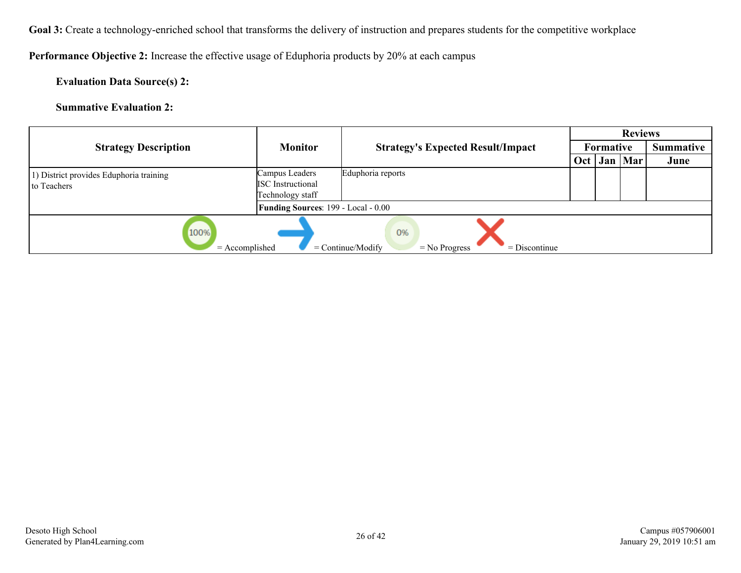**Goal 3:** Create a technology-enriched school that transforms the delivery of instruction and prepares students for the competitive workplace

**Performance Objective 2:** Increase the effective usage of Eduphoria products by 20% at each campus

**Evaluation Data Source(s) 2:**

**Summative Evaluation 2:**

| Strategy Description | Monitor | Strategy's Expected Result/Impact | Reviews | | | |
|---|---|---|---|---|---|---|
| | | | Formative | | | Summative |
| | | | Oct | Jan | Mar | June |
| 1) District provides Eduphoria training to Teachers | Campus Leaders ISC Instructional Technology staff | Eduphoria reports | | | | |
| | Funding Sources: 199 - Local - 0.00 | | | | | |

100% = Accomplished → = Continue/Modify 0% = No Progress X = Discontinue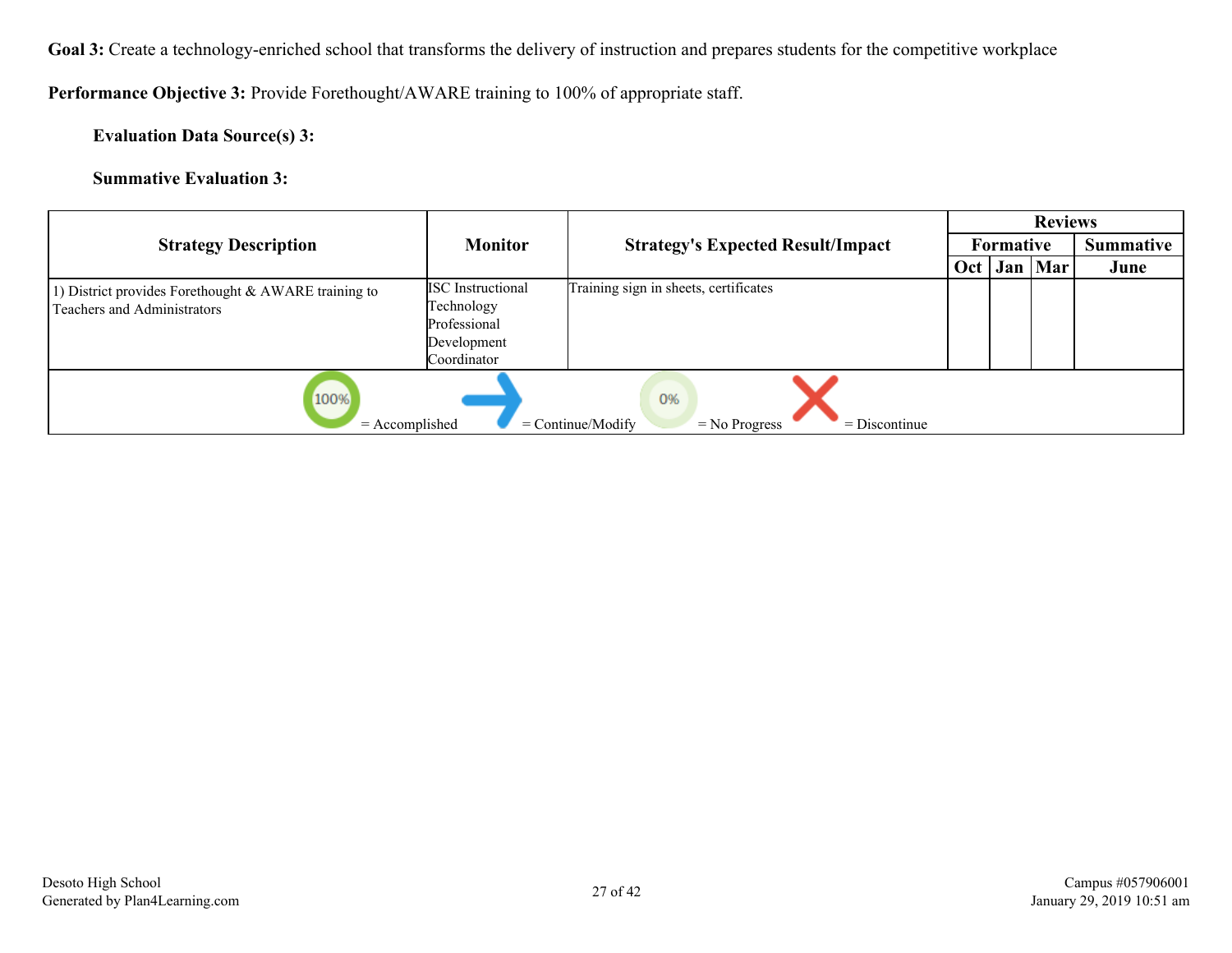**Goal 3:** Create a technology-enriched school that transforms the delivery of instruction and prepares students for the competitive workplace

**Performance Objective 3:** Provide Forethought/AWARE training to 100% of appropriate staff.

**Evaluation Data Source(s) 3:**

**Summative Evaluation 3:**

| Strategy Description | Monitor | Strategy's Expected Result/Impact | Reviews | | | |
|---|---|---|---|---|---|---|
| | | | Formative | | | Summative |
| | | | Oct | Jan | Mar | June |
| 1) District provides Forethought & AWARE training to Teachers and Administrators | ISC Instructional Technology Professional Development Coordinator | Training sign in sheets, certificates | | | | |

100% = Accomplished → = Continue/Modify 0% = No Progress ✗ = Discontinue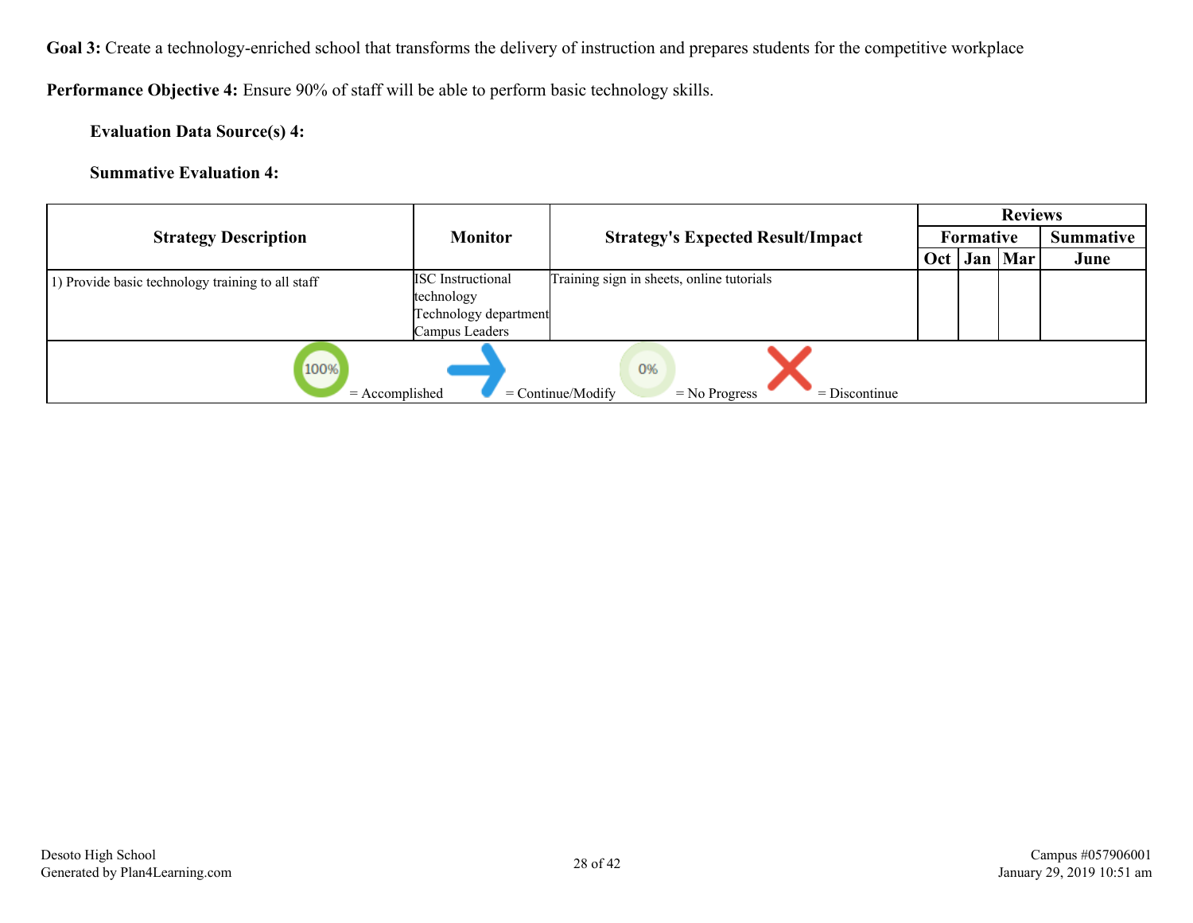**Goal 3:** Create a technology-enriched school that transforms the delivery of instruction and prepares students for the competitive workplace

**Performance Objective 4:** Ensure 90% of staff will be able to perform basic technology skills.

**Evaluation Data Source(s) 4:**

**Summative Evaluation 4:**

| Strategy Description | Monitor | Strategy's Expected Result/Impact | Reviews | | | |
|---|---|---|---|---|---|---|
| | | | Formative | | | Summative |
| | | | Oct | Jan | Mar | June |
| 1) Provide basic technology training to all staff | ISC Instructional technology<br>Technology department<br>Campus Leaders | Training sign in sheets, online tutorials | | | | |

100% = Accomplished    = Continue/Modify    0% = No Progress    = Discontinue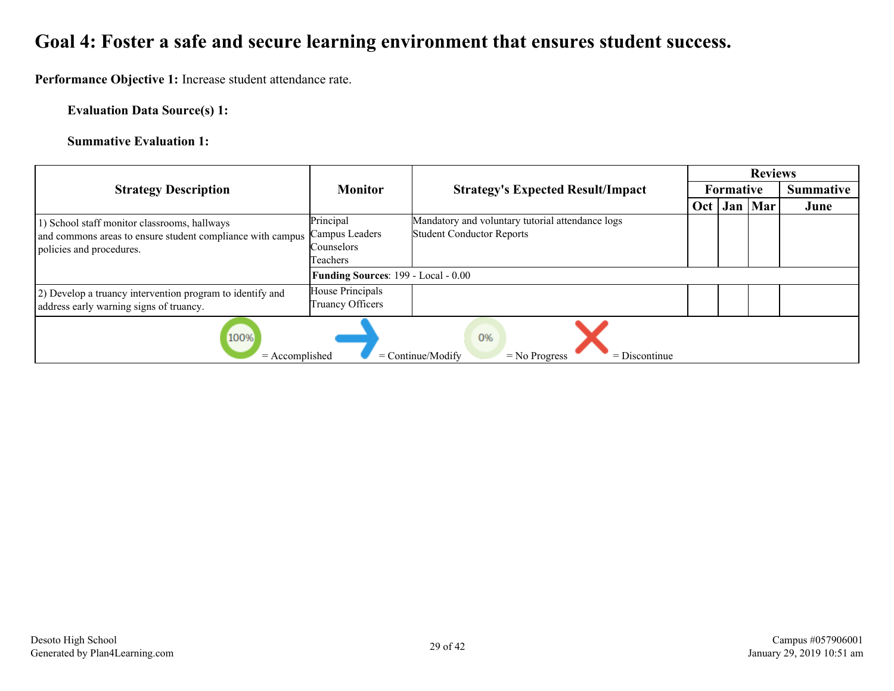# Goal 4: Foster a safe and secure learning environment that ensures student success.

**Performance Objective 1:** Increase student attendance rate.

**Evaluation Data Source(s) 1:**

**Summative Evaluation 1:**

| Strategy Description | Monitor | Strategy's Expected Result/Impact | Reviews | | | |
|---|---|---|---|---|---|---|
| | | | Formative | | | Summative |
| | | | Oct | Jan | Mar | June |
| 1) School staff monitor classrooms, hallways and commons areas to ensure student compliance with campus policies and procedures. | Principal<br>Campus Leaders<br>Counselors<br>Teachers | Mandatory and voluntary tutorial attendance logs<br>Student Conductor Reports | | | | |
| | **Funding Sources**: 199 - Local - 0.00 | | | | | |
| 2) Develop a truancy intervention program to identify and address early warning signs of truancy. | House Principals<br>Truancy Officers | | | | | |

100% = Accomplished    = Continue/Modify    0% = No Progress    = Discontinue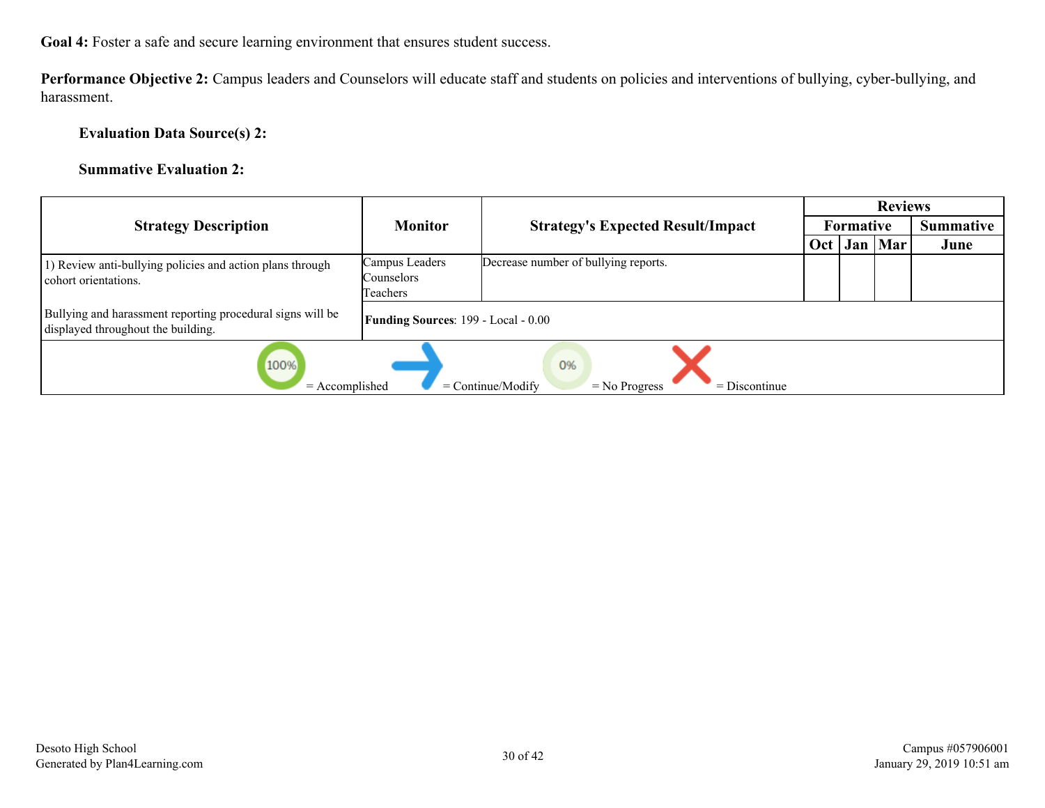**Goal 4:** Foster a safe and secure learning environment that ensures student success.

**Performance Objective 2:** Campus leaders and Counselors will educate staff and students on policies and interventions of bullying, cyber-bullying, and harassment.

**Evaluation Data Source(s) 2:**

**Summative Evaluation 2:**

| Strategy Description | Monitor | Strategy's Expected Result/Impact | Reviews | | | |
|---|---|---|---|---|---|---|
| | | | Formative | | | Summative |
| | | | Oct | Jan | Mar | June |
| 1) Review anti-bullying policies and action plans through cohort orientations.<br><br>Bullying and harassment reporting procedural signs will be displayed throughout the building. | Campus Leaders<br>Counselors<br>Teachers | Decrease number of bullying reports. | | | | |
| | **Funding Sources**: 199 - Local - 0.00 | | | | | |

100% = Accomplished    → = Continue/Modify    0% = No Progress    ✕ = Discontinue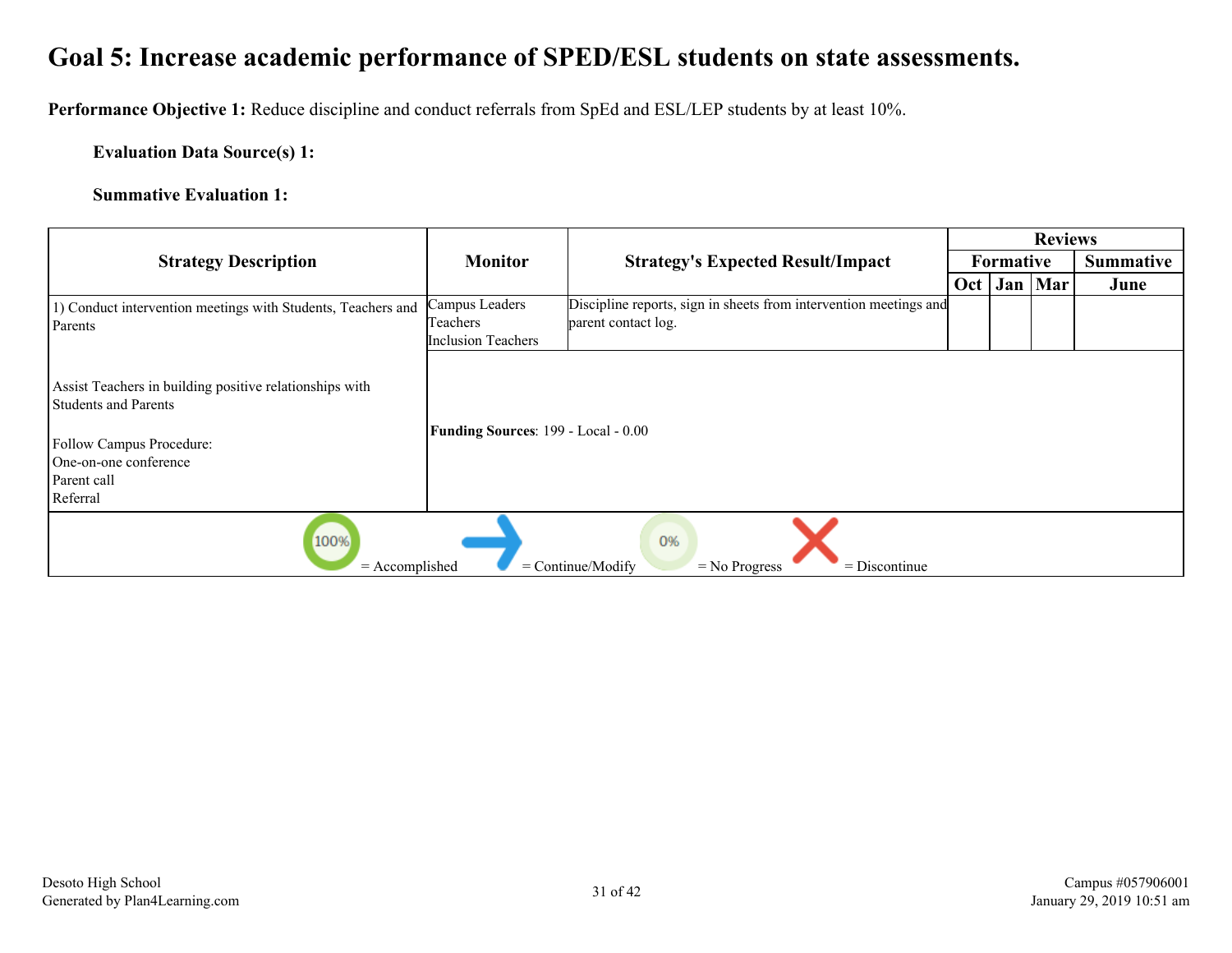# Goal 5: Increase academic performance of SPED/ESL students on state assessments.

**Performance Objective 1:** Reduce discipline and conduct referrals from SpEd and ESL/LEP students by at least 10%.

**Evaluation Data Source(s) 1:**

**Summative Evaluation 1:**

| Strategy Description | Monitor | Strategy's Expected Result/Impact | Reviews | | | |
|---|---|---|---|---|---|---|
| | | | Formative | | | Summative |
| | | | Oct | Jan | Mar | June |
| 1) Conduct intervention meetings with Students, Teachers and Parents<br><br>Assist Teachers in building positive relationships with Students and Parents<br><br>Follow Campus Procedure:<br>One-on-one conference<br>Parent call<br>Referral | Campus Leaders<br>Teachers<br>Inclusion Teachers | Discipline reports, sign in sheets from intervention meetings and parent contact log. | | | | |
| | **Funding Sources**: 199 - Local - 0.00 | | | | | |

100% = Accomplished → = Continue/Modify 0% = No Progress X = Discontinue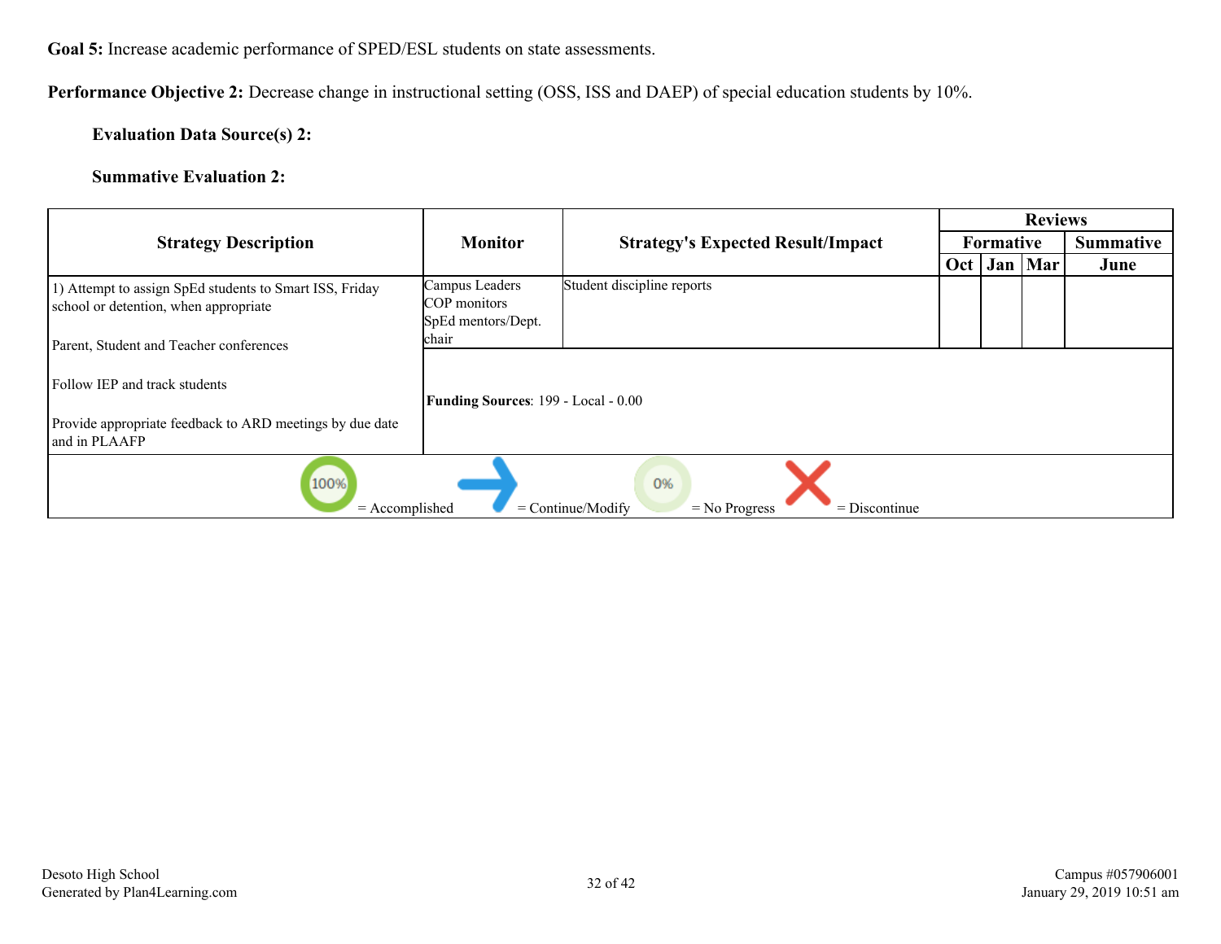**Goal 5:** Increase academic performance of SPED/ESL students on state assessments.

**Performance Objective 2:** Decrease change in instructional setting (OSS, ISS and DAEP) of special education students by 10%.

**Evaluation Data Source(s) 2:**

**Summative Evaluation 2:**

| Strategy Description | Monitor | Strategy's Expected Result/Impact | Reviews | | | |
|---|---|---|---|---|---|---|
| | | | Formative | | | Summative |
| | | | Oct | Jan | Mar | June |
| 1) Attempt to assign SpEd students to Smart ISS, Friday school or detention, when appropriate<br><br>Parent, Student and Teacher conferences<br><br>Follow IEP and track students<br><br>Provide appropriate feedback to ARD meetings by due date and in PLAAFP | Campus Leaders<br>COP monitors<br>SpEd mentors/Dept. chair | Student discipline reports | | | | |
| | **Funding Sources**: 199 - Local - 0.00 | | | | | |

100% = Accomplished → = Continue/Modify 0% = No Progress X = Discontinue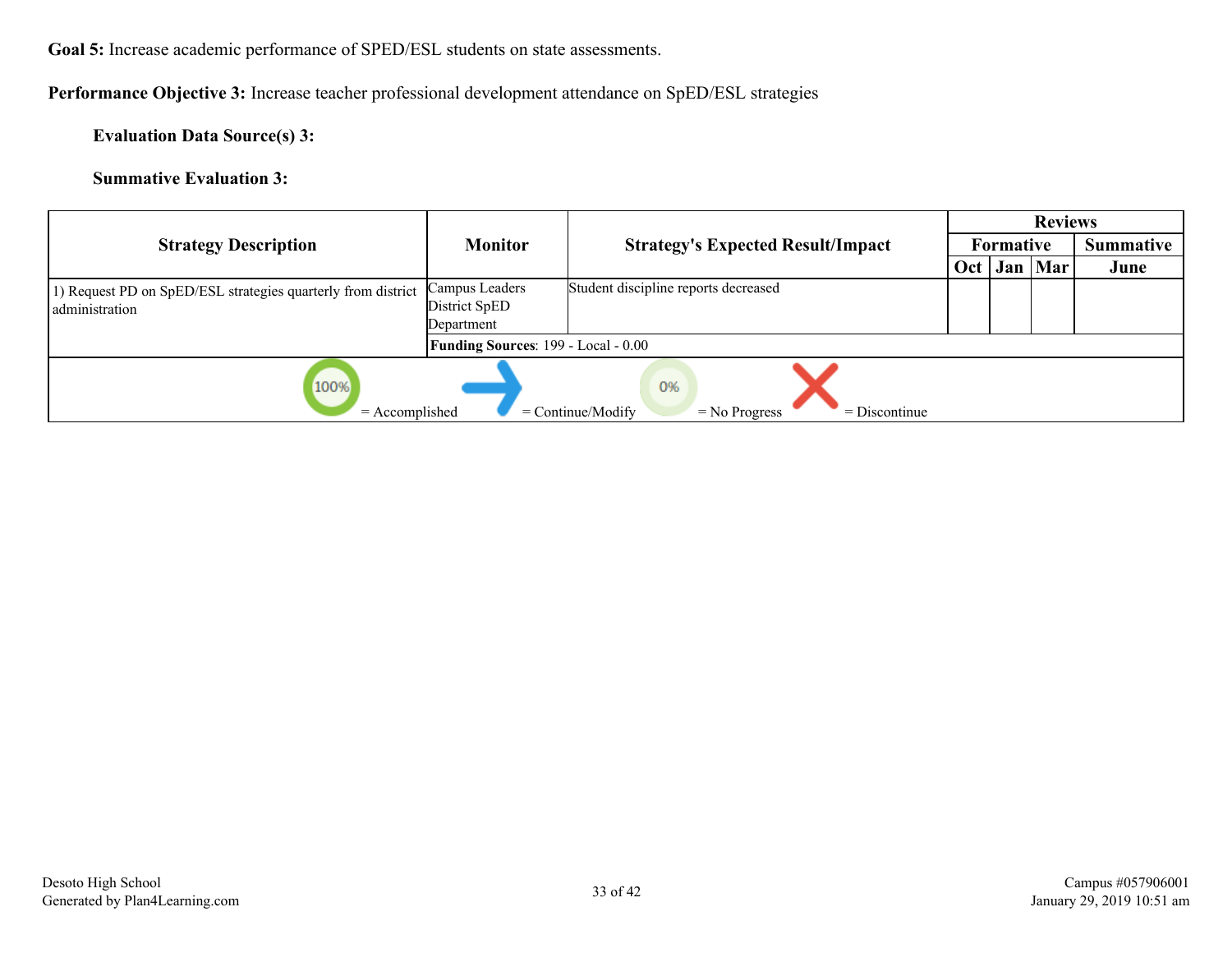**Goal 5:** Increase academic performance of SPED/ESL students on state assessments.

**Performance Objective 3:** Increase teacher professional development attendance on SpED/ESL strategies

**Evaluation Data Source(s) 3:**

**Summative Evaluation 3:**

| Strategy Description | Monitor | Strategy's Expected Result/Impact | Reviews | | | |
|---|---|---|---|---|---|---|
| | | | Formative | | | Summative |
| | | | Oct | Jan | Mar | June |
| 1) Request PD on SpED/ESL strategies quarterly from district administration | Campus Leaders District SpED Department | Student discipline reports decreased | | | | |
| | **Funding Sources**: 199 - Local - 0.00 | | | | | |

100% = Accomplished | = Continue/Modify | 0% = No Progress | = Discontinue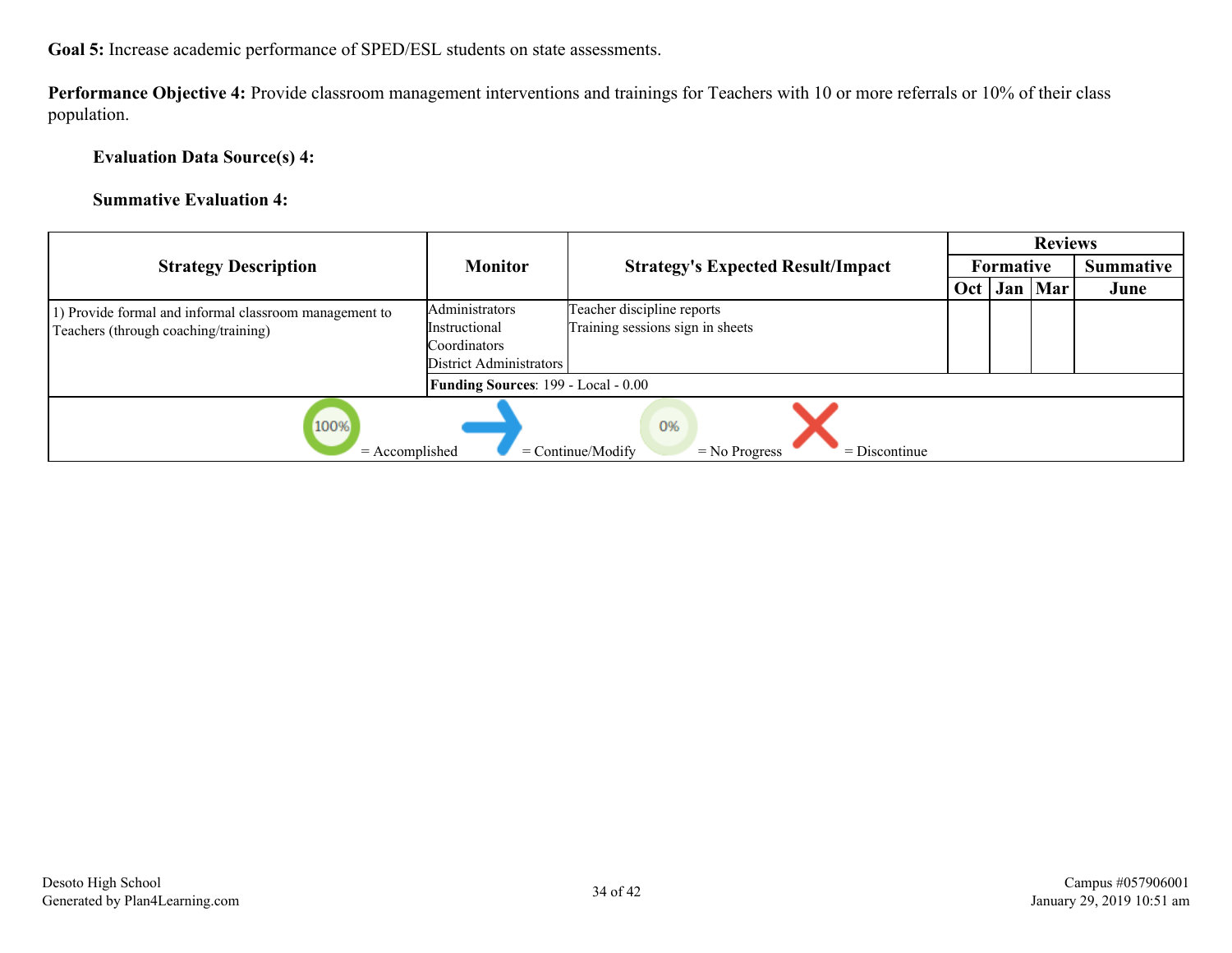**Goal 5:** Increase academic performance of SPED/ESL students on state assessments.

**Performance Objective 4:** Provide classroom management interventions and trainings for Teachers with 10 or more referrals or 10% of their class population.

**Evaluation Data Source(s) 4:**

**Summative Evaluation 4:**

| Strategy Description | Monitor | Strategy's Expected Result/Impact | Reviews | | | |
|---|---|---|---|---|---|---|
| | | | Formative | | | Summative |
| | | | Oct | Jan | Mar | June |
| 1) Provide formal and informal classroom management to Teachers (through coaching/training) | Administrators<br>Instructional Coordinators<br>District Administrators | Teacher discipline reports<br>Training sessions sign in sheets | | | | |
| | **Funding Sources**: 199 - Local - 0.00 | | | | | |

100% = Accomplished | = Continue/Modify | 0% = No Progress | = Discontinue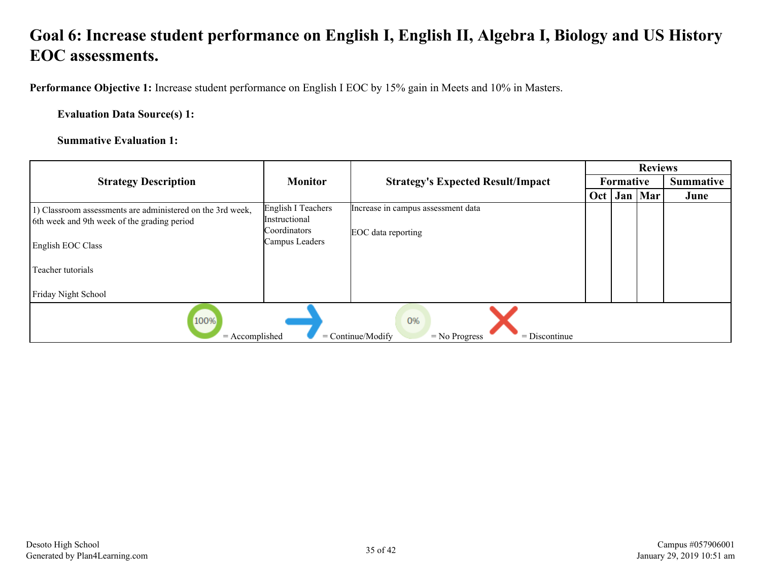# Goal 6: Increase student performance on English I, English II, Algebra I, Biology and US History EOC assessments.

**Performance Objective 1:** Increase student performance on English I EOC by 15% gain in Meets and 10% in Masters.

**Evaluation Data Source(s) 1:**

**Summative Evaluation 1:**

| Strategy Description | Monitor | Strategy's Expected Result/Impact | Reviews | | | |
|---|---|---|---|---|---|---|
| | | | Formative | | | Summative |
| | | | Oct | Jan | Mar | June |
| 1) Classroom assessments are administered on the 3rd week, 6th week and 9th week of the grading period<br><br>English EOC Class<br><br>Teacher tutorials<br><br>Friday Night School | English I Teachers<br>Instructional Coordinators<br>Campus Leaders | Increase in campus assessment data<br><br>EOC data reporting | | | | |

100% = Accomplished &nbsp;&nbsp; = Continue/Modify &nbsp;&nbsp; 0% = No Progress &nbsp;&nbsp; = Discontinue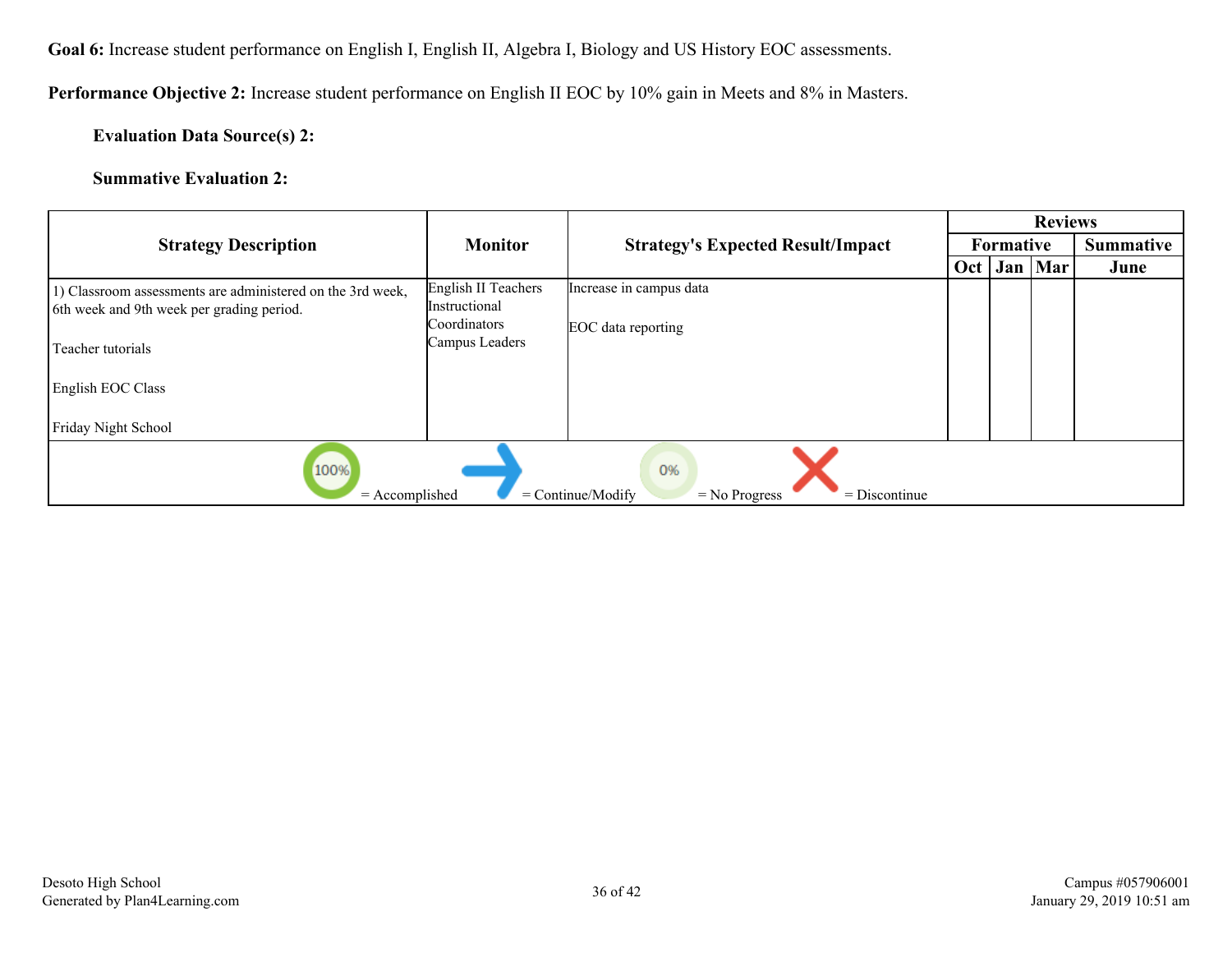**Goal 6:** Increase student performance on English I, English II, Algebra I, Biology and US History EOC assessments.

**Performance Objective 2:** Increase student performance on English II EOC by 10% gain in Meets and 8% in Masters.

**Evaluation Data Source(s) 2:**

**Summative Evaluation 2:**

| Strategy Description | Monitor | Strategy's Expected Result/Impact | Reviews | | | |
|---|---|---|---|---|---|---|
| | | | Formative | | | Summative |
| | | | Oct | Jan | Mar | June |
| 1) Classroom assessments are administered on the 3rd week, 6th week and 9th week per grading period.<br><br>Teacher tutorials<br><br>English EOC Class<br><br>Friday Night School | English II Teachers<br>Instructional Coordinators<br>Campus Leaders | Increase in campus data<br><br>EOC data reporting | | | | |

100% = Accomplished | = Continue/Modify | 0% = No Progress | = Discontinue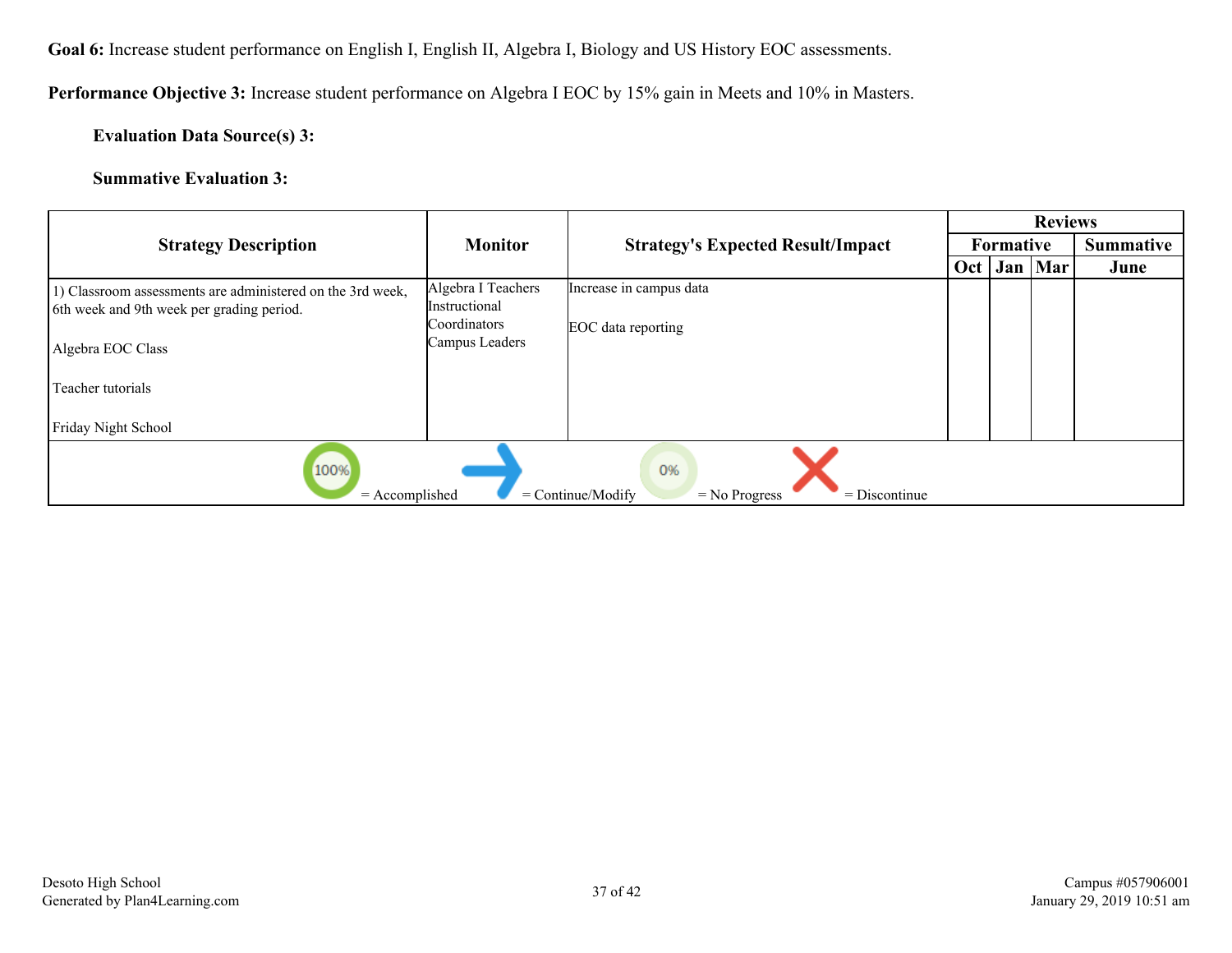**Goal 6:** Increase student performance on English I, English II, Algebra I, Biology and US History EOC assessments.

**Performance Objective 3:** Increase student performance on Algebra I EOC by 15% gain in Meets and 10% in Masters.

**Evaluation Data Source(s) 3:**

**Summative Evaluation 3:**

| Strategy Description | Monitor | Strategy's Expected Result/Impact | Reviews | | | |
|---|---|---|---|---|---|---|
| | | | Formative | | | Summative |
| | | | Oct | Jan | Mar | June |
| 1) Classroom assessments are administered on the 3rd week, 6th week and 9th week per grading period.<br><br>Algebra EOC Class<br><br>Teacher tutorials<br><br>Friday Night School | Algebra I Teachers<br>Instructional Coordinators<br>Campus Leaders | Increase in campus data<br><br>EOC data reporting | | | | |

100% = Accomplished &nbsp;&nbsp; → = Continue/Modify &nbsp;&nbsp; 0% = No Progress &nbsp;&nbsp; X = Discontinue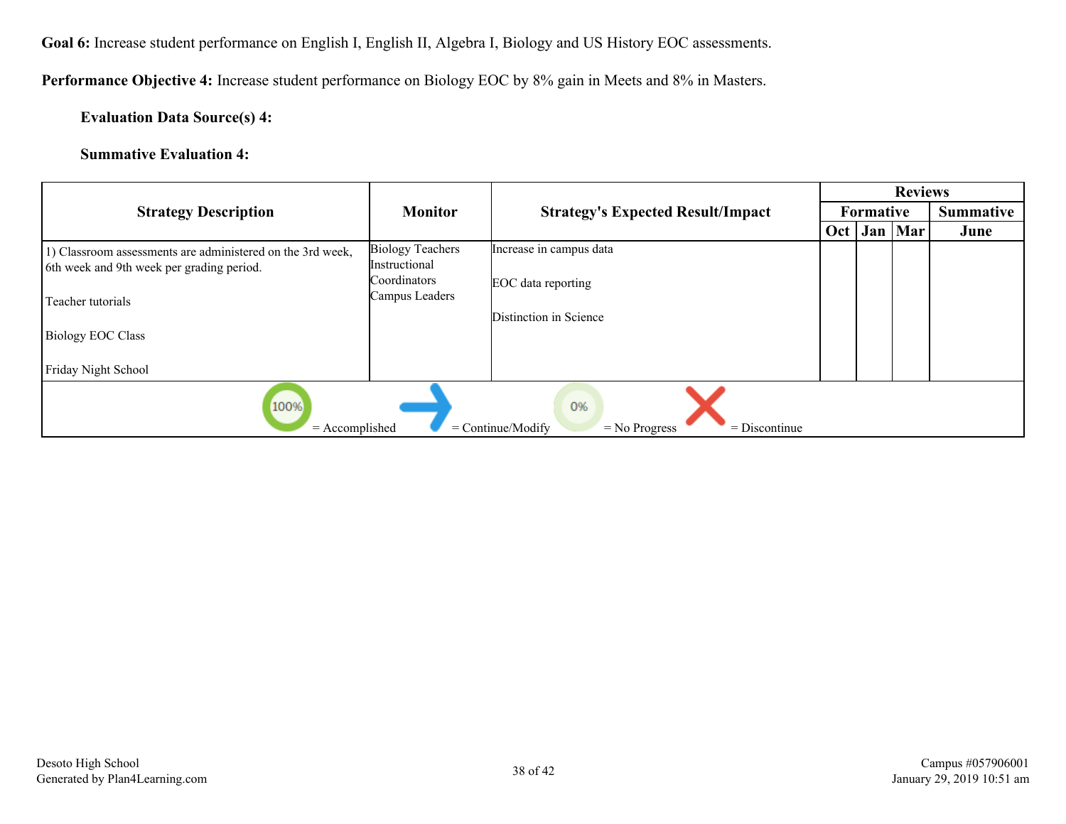**Goal 6:** Increase student performance on English I, English II, Algebra I, Biology and US History EOC assessments.

**Performance Objective 4:** Increase student performance on Biology EOC by 8% gain in Meets and 8% in Masters.

**Evaluation Data Source(s) 4:**

**Summative Evaluation 4:**

| Strategy Description | Monitor | Strategy's Expected Result/Impact | Reviews | | | |
|---|---|---|---|---|---|---|
| | | | Formative | | | Summative |
| | | | Oct | Jan | Mar | June |
| 1) Classroom assessments are administered on the 3rd week, 6th week and 9th week per grading period.<br><br>Teacher tutorials<br><br>Biology EOC Class<br><br>Friday Night School | Biology Teachers<br>Instructional Coordinators<br>Campus Leaders | Increase in campus data<br><br>EOC data reporting<br><br>Distinction in Science | | | | |

100% = Accomplished → = Continue/Modify 0% = No Progress ✕ = Discontinue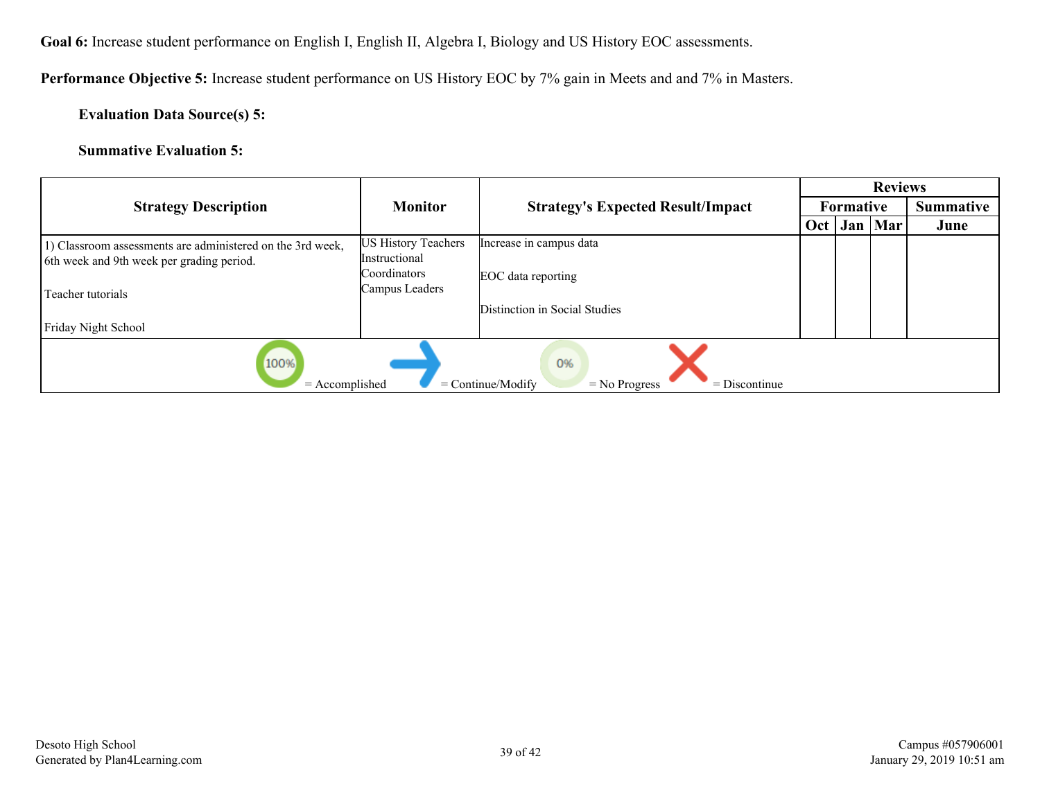**Goal 6:** Increase student performance on English I, English II, Algebra I, Biology and US History EOC assessments.

**Performance Objective 5:** Increase student performance on US History EOC by 7% gain in Meets and and 7% in Masters.

**Evaluation Data Source(s) 5:**

**Summative Evaluation 5:**

| Strategy Description | Monitor | Strategy's Expected Result/Impact | Reviews | | | |
|---|---|---|---|---|---|---|
| | | | Formative | | | Summative |
| | | | Oct | Jan | Mar | June |
| 1) Classroom assessments are administered on the 3rd week, 6th week and 9th week per grading period.<br><br>Teacher tutorials<br><br>Friday Night School | US History Teachers<br>Instructional Coordinators<br>Campus Leaders | Increase in campus data<br><br>EOC data reporting<br><br>Distinction in Social Studies | | | | |

100% = Accomplished → = Continue/Modify 0% = No Progress X = Discontinue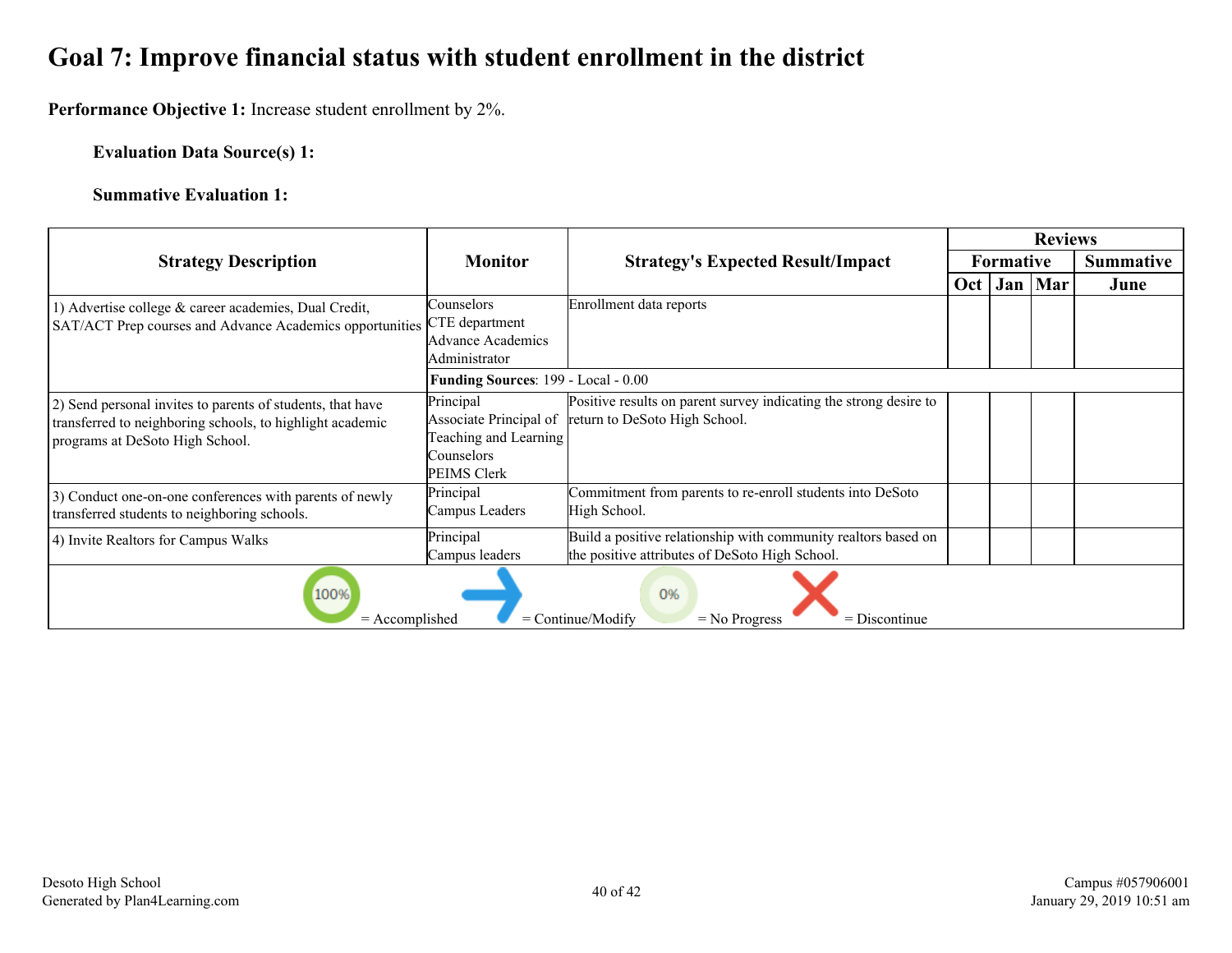# Goal 7: Improve financial status with student enrollment in the district

**Performance Objective 1:** Increase student enrollment by 2%.

**Evaluation Data Source(s) 1:**

**Summative Evaluation 1:**

| Strategy Description | Monitor | Strategy's Expected Result/Impact | Reviews | | | |
|---|---|---|---|---|---|---|
| | | | Formative | | | Summative |
| | | | Oct | Jan | Mar | June |
| 1) Advertise college & career academies, Dual Credit, SAT/ACT Prep courses and Advance Academics opportunities | Counselors<br>CTE department<br>Advance Academics Administrator | Enrollment data reports | | | | |
| | **Funding Sources**: 199 - Local - 0.00 | | | | | |
| 2) Send personal invites to parents of students, that have transferred to neighboring schools, to highlight academic programs at DeSoto High School. | Principal<br>Associate Principal of Teaching and Learning<br>Counselors<br>PEIMS Clerk | Positive results on parent survey indicating the strong desire to return to DeSoto High School. | | | | |
| 3) Conduct one-on-one conferences with parents of newly transferred students to neighboring schools. | Principal<br>Campus Leaders | Commitment from parents to re-enroll students into DeSoto High School. | | | | |
| 4) Invite Realtors for Campus Walks | Principal<br>Campus leaders | Build a positive relationship with community realtors based on the positive attributes of DeSoto High School. | | | | |

100% = Accomplished → = Continue/Modify 0% = No Progress ✕ = Discontinue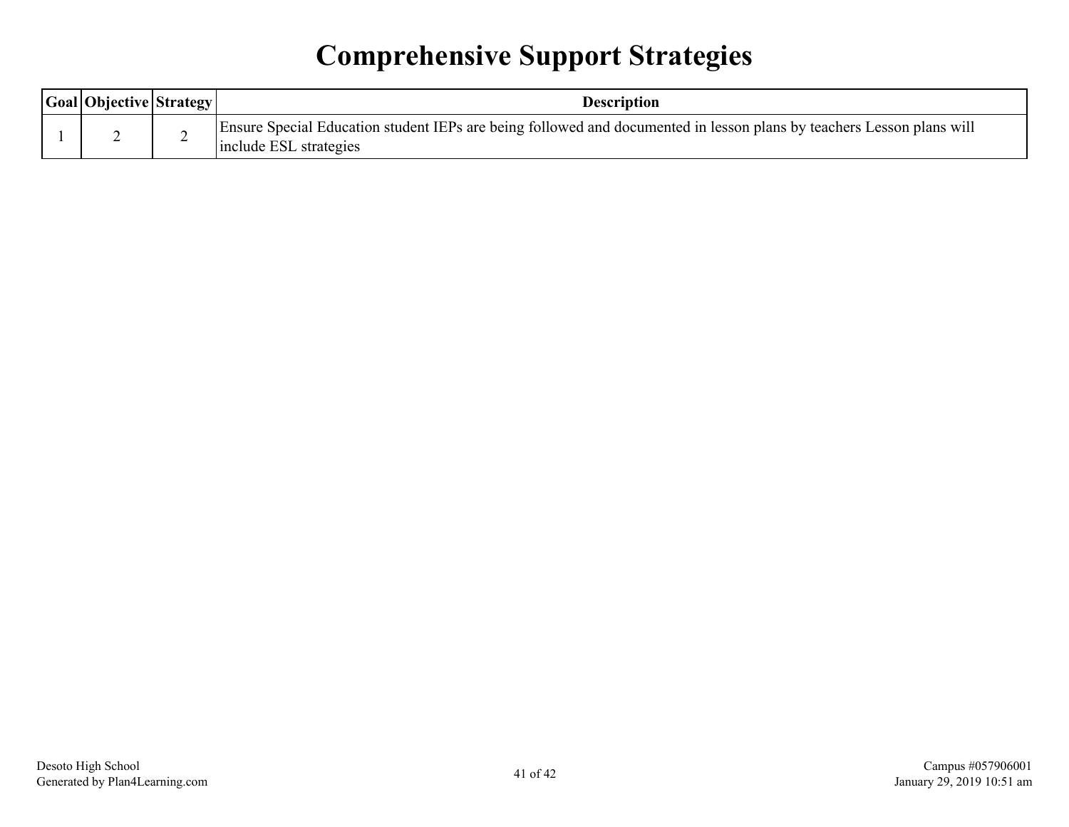# Comprehensive Support Strategies

| Goal | Objective | Strategy | Description |
|---|---|---|---|
| 1 | 2 | 2 | Ensure Special Education student IEPs are being followed and documented in lesson plans by teachers Lesson plans will include ESL strategies |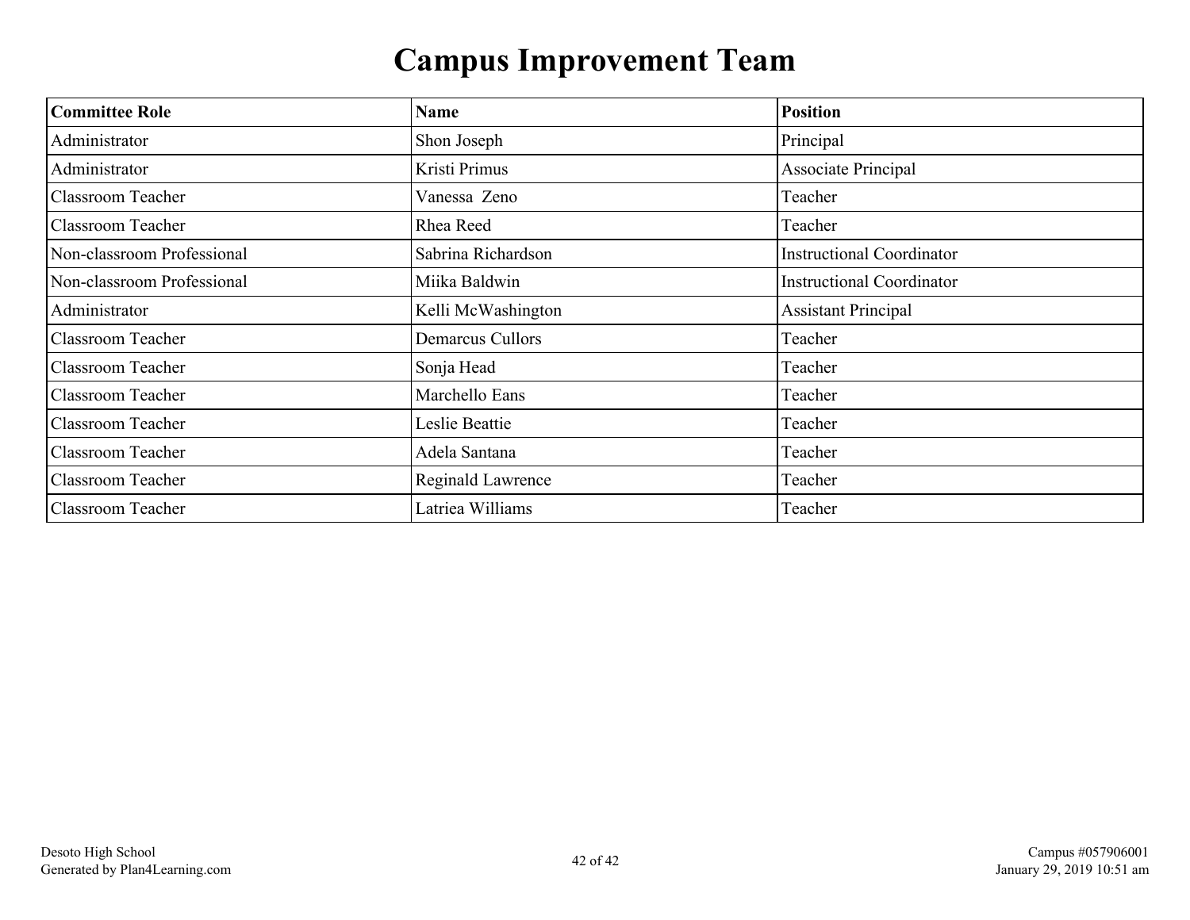# Campus Improvement Team

| Committee Role | Name | Position |
|---|---|---|
| Administrator | Shon Joseph | Principal |
| Administrator | Kristi Primus | Associate Principal |
| Classroom Teacher | Vanessa Zeno | Teacher |
| Classroom Teacher | Rhea Reed | Teacher |
| Non-classroom Professional | Sabrina Richardson | Instructional Coordinator |
| Non-classroom Professional | Miika Baldwin | Instructional Coordinator |
| Administrator | Kelli McWashington | Assistant Principal |
| Classroom Teacher | Demarcus Cullors | Teacher |
| Classroom Teacher | Sonja Head | Teacher |
| Classroom Teacher | Marchello Eans | Teacher |
| Classroom Teacher | Leslie Beattie | Teacher |
| Classroom Teacher | Adela Santana | Teacher |
| Classroom Teacher | Reginald Lawrence | Teacher |
| Classroom Teacher | Latriea Williams | Teacher |